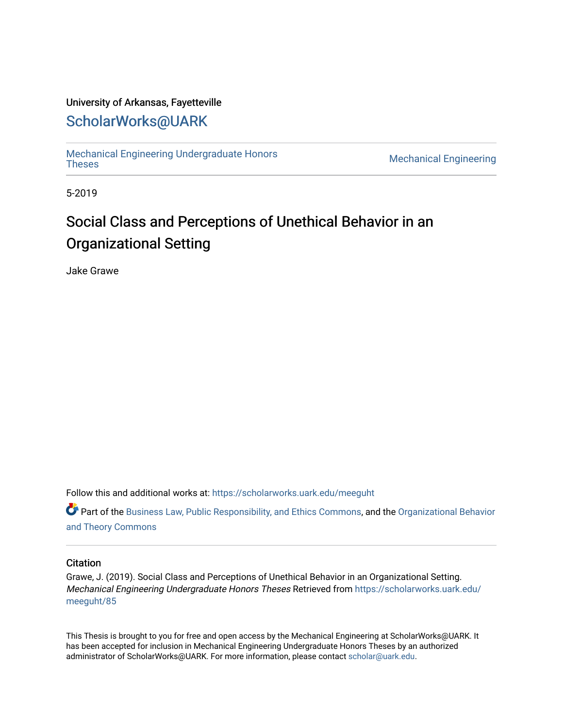University of Arkansas, Fayetteville

## ScholarWorks@UARK

Mechanical Engineering Undergraduate Honors Theses | Mechanical Engineering

5-2019

# Social Class and Perceptions of Unethical Behavior in an Organizational Setting

Jake Grawe

Follow this and additional works at: https://scholarworks.uark.edu/meeguht

Part of the Business Law, Public Responsibility, and Ethics Commons, and the Organizational Behavior and Theory Commons

### Citation

Grawe, J. (2019). Social Class and Perceptions of Unethical Behavior in an Organizational Setting. *Mechanical Engineering Undergraduate Honors Theses* Retrieved from https://scholarworks.uark.edu/meeguht/85

This Thesis is brought to you for free and open access by the Mechanical Engineering at ScholarWorks@UARK. It has been accepted for inclusion in Mechanical Engineering Undergraduate Honors Theses by an authorized administrator of ScholarWorks@UARK. For more information, please contact scholar@uark.edu.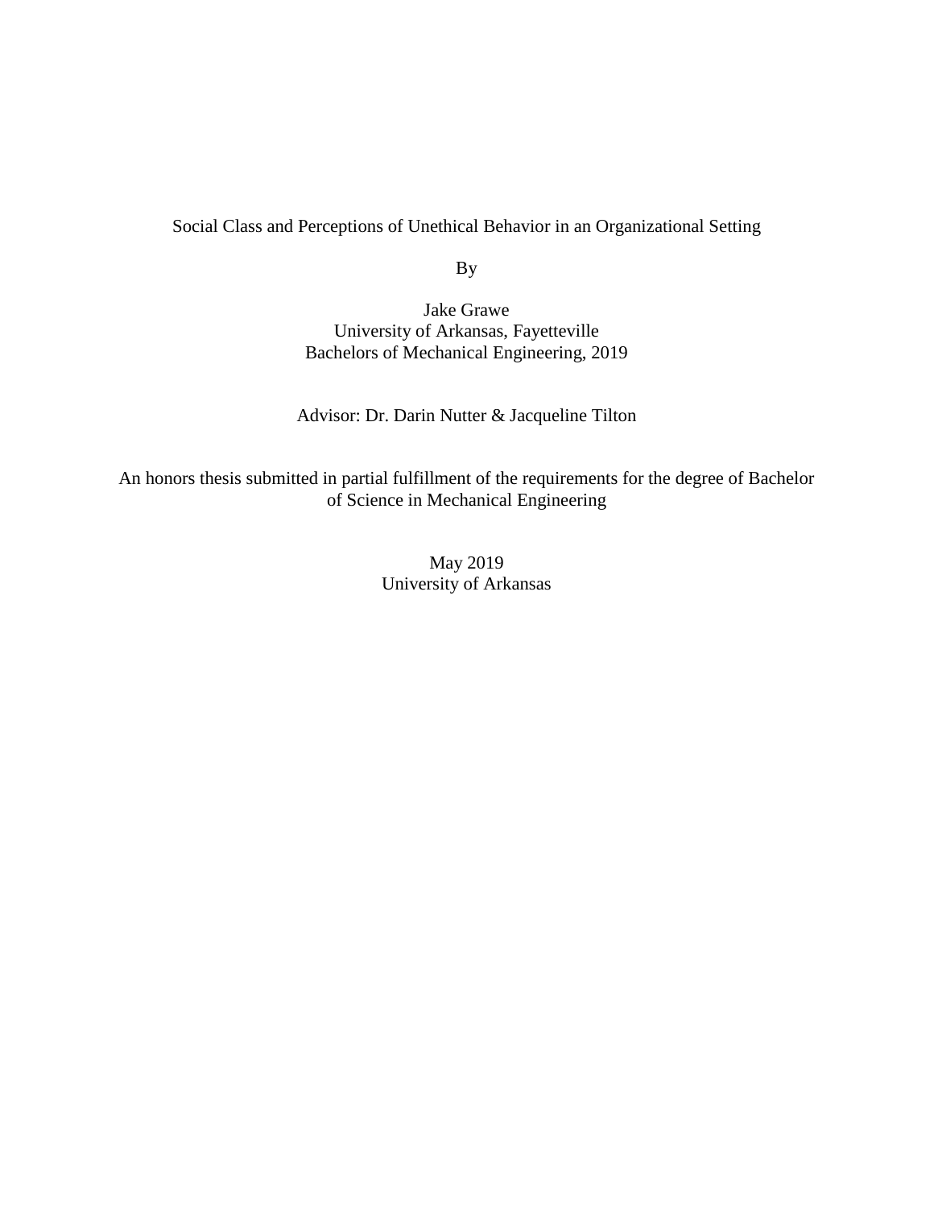Social Class and Perceptions of Unethical Behavior in an Organizational Setting

By

Jake Grawe
University of Arkansas, Fayetteville
Bachelors of Mechanical Engineering, 2019

Advisor: Dr. Darin Nutter & Jacqueline Tilton

An honors thesis submitted in partial fulfillment of the requirements for the degree of Bachelor of Science in Mechanical Engineering

May 2019
University of Arkansas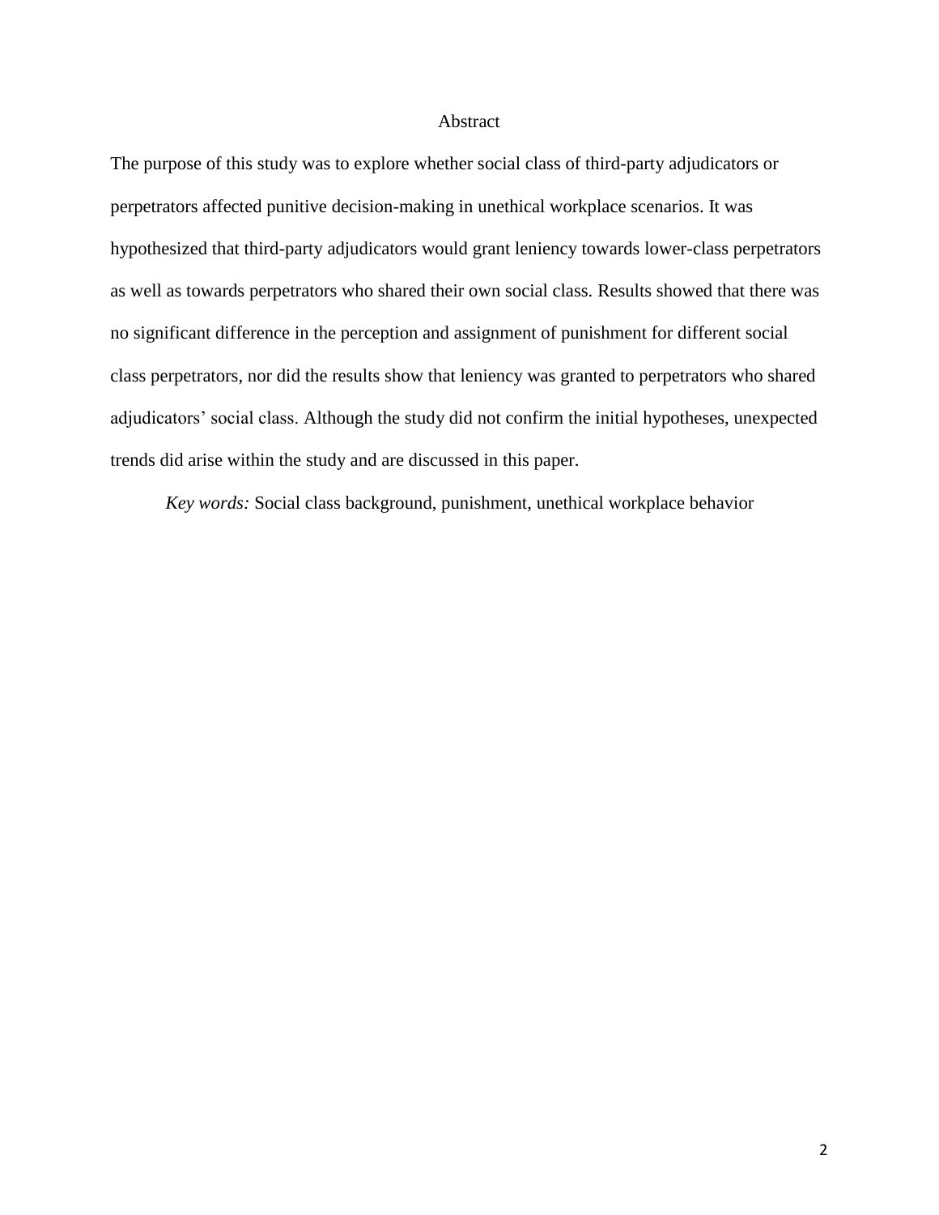# Abstract

The purpose of this study was to explore whether social class of third-party adjudicators or perpetrators affected punitive decision-making in unethical workplace scenarios. It was hypothesized that third-party adjudicators would grant leniency towards lower-class perpetrators as well as towards perpetrators who shared their own social class. Results showed that there was no significant difference in the perception and assignment of punishment for different social class perpetrators, nor did the results show that leniency was granted to perpetrators who shared adjudicators' social class. Although the study did not confirm the initial hypotheses, unexpected trends did arise within the study and are discussed in this paper.

*Key words:* Social class background, punishment, unethical workplace behavior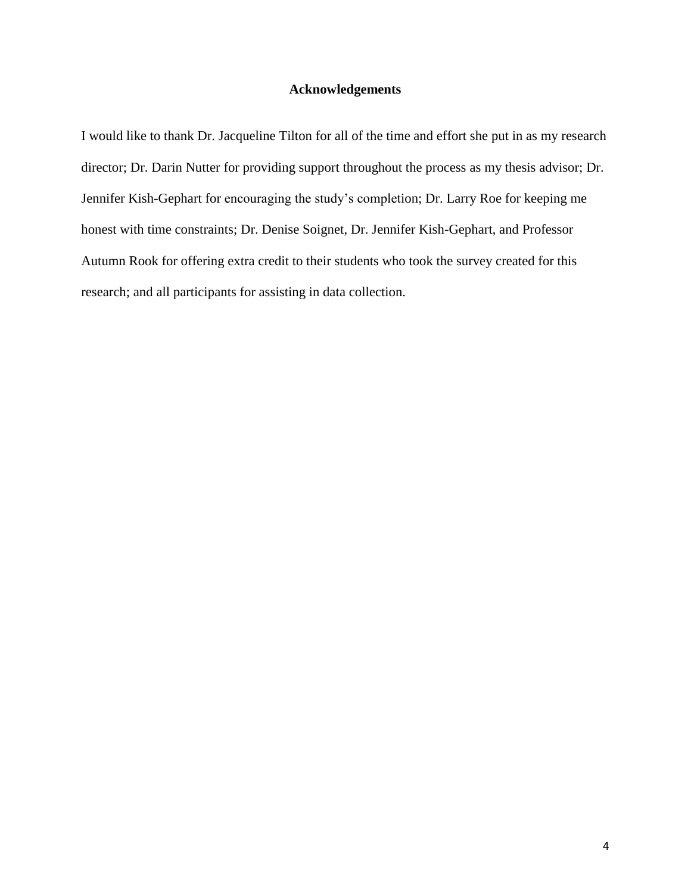## Acknowledgements

I would like to thank Dr. Jacqueline Tilton for all of the time and effort she put in as my research director; Dr. Darin Nutter for providing support throughout the process as my thesis advisor; Dr. Jennifer Kish-Gephart for encouraging the study's completion; Dr. Larry Roe for keeping me honest with time constraints; Dr. Denise Soignet, Dr. Jennifer Kish-Gephart, and Professor Autumn Rook for offering extra credit to their students who took the survey created for this research; and all participants for assisting in data collection.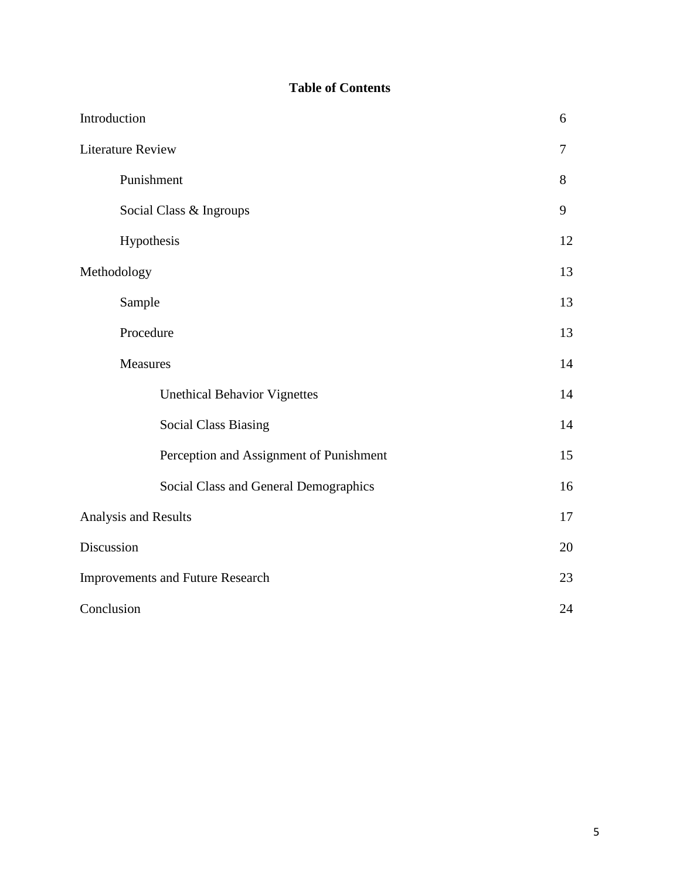**Table of Contents**

| | |
|---|---|
| Introduction | 6 |
| Literature Review | 7 |
| &nbsp;&nbsp;&nbsp;&nbsp;Punishment | 8 |
| &nbsp;&nbsp;&nbsp;&nbsp;Social Class & Ingroups | 9 |
| &nbsp;&nbsp;&nbsp;&nbsp;Hypothesis | 12 |
| Methodology | 13 |
| &nbsp;&nbsp;&nbsp;&nbsp;Sample | 13 |
| &nbsp;&nbsp;&nbsp;&nbsp;Procedure | 13 |
| &nbsp;&nbsp;&nbsp;&nbsp;Measures | 14 |
| &nbsp;&nbsp;&nbsp;&nbsp;&nbsp;&nbsp;&nbsp;&nbsp;Unethical Behavior Vignettes | 14 |
| &nbsp;&nbsp;&nbsp;&nbsp;&nbsp;&nbsp;&nbsp;&nbsp;Social Class Biasing | 14 |
| &nbsp;&nbsp;&nbsp;&nbsp;&nbsp;&nbsp;&nbsp;&nbsp;Perception and Assignment of Punishment | 15 |
| &nbsp;&nbsp;&nbsp;&nbsp;&nbsp;&nbsp;&nbsp;&nbsp;Social Class and General Demographics | 16 |
| Analysis and Results | 17 |
| Discussion | 20 |
| Improvements and Future Research | 23 |
| Conclusion | 24 |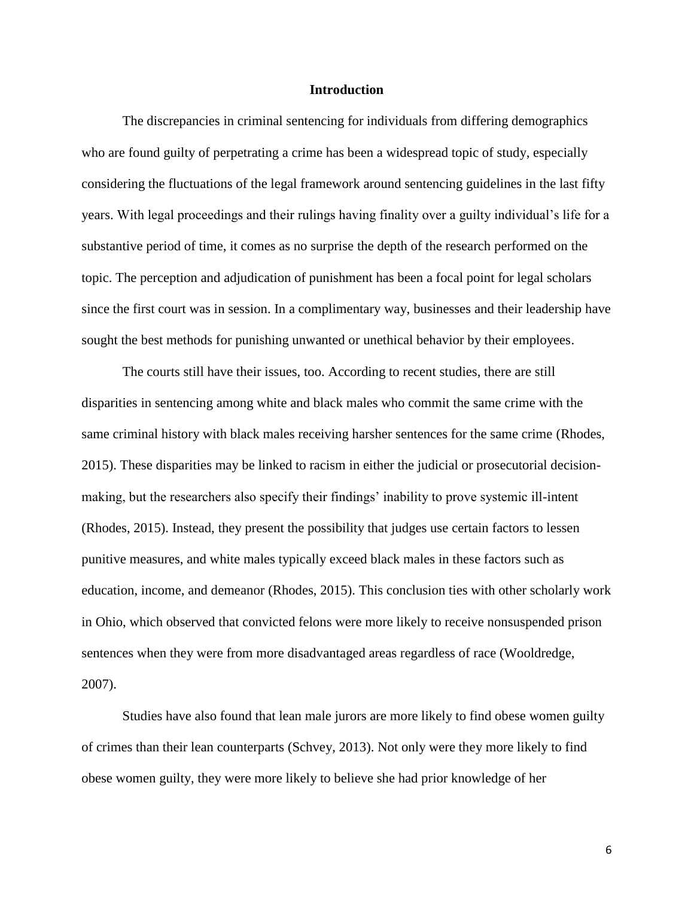# Introduction

The discrepancies in criminal sentencing for individuals from differing demographics who are found guilty of perpetrating a crime has been a widespread topic of study, especially considering the fluctuations of the legal framework around sentencing guidelines in the last fifty years. With legal proceedings and their rulings having finality over a guilty individual's life for a substantive period of time, it comes as no surprise the depth of the research performed on the topic. The perception and adjudication of punishment has been a focal point for legal scholars since the first court was in session. In a complimentary way, businesses and their leadership have sought the best methods for punishing unwanted or unethical behavior by their employees.

The courts still have their issues, too. According to recent studies, there are still disparities in sentencing among white and black males who commit the same crime with the same criminal history with black males receiving harsher sentences for the same crime (Rhodes, 2015). These disparities may be linked to racism in either the judicial or prosecutorial decision-making, but the researchers also specify their findings' inability to prove systemic ill-intent (Rhodes, 2015). Instead, they present the possibility that judges use certain factors to lessen punitive measures, and white males typically exceed black males in these factors such as education, income, and demeanor (Rhodes, 2015). This conclusion ties with other scholarly work in Ohio, which observed that convicted felons were more likely to receive nonsuspended prison sentences when they were from more disadvantaged areas regardless of race (Wooldredge, 2007).

Studies have also found that lean male jurors are more likely to find obese women guilty of crimes than their lean counterparts (Schvey, 2013). Not only were they more likely to find obese women guilty, they were more likely to believe she had prior knowledge of her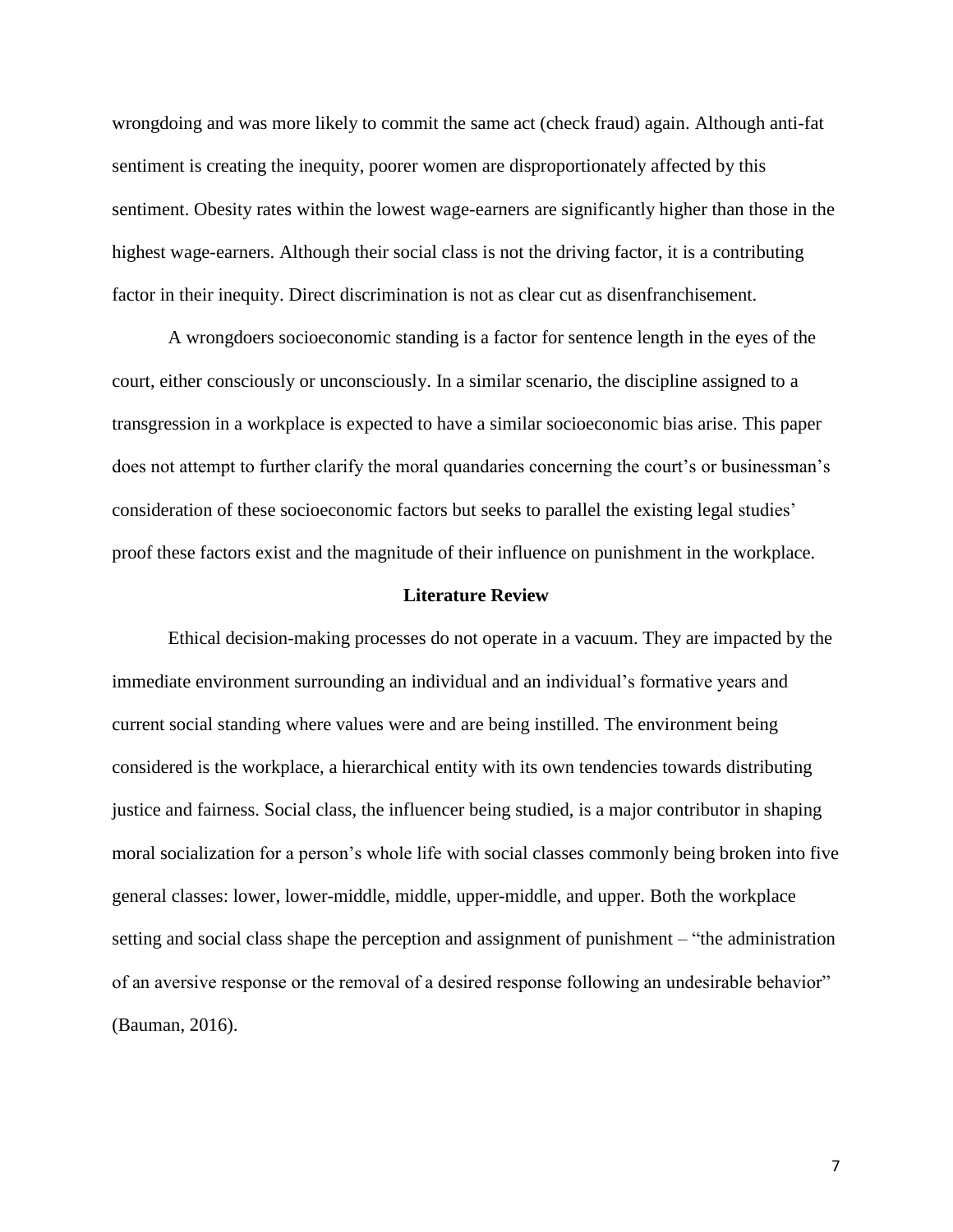wrongdoing and was more likely to commit the same act (check fraud) again. Although anti-fat sentiment is creating the inequity, poorer women are disproportionately affected by this sentiment. Obesity rates within the lowest wage-earners are significantly higher than those in the highest wage-earners. Although their social class is not the driving factor, it is a contributing factor in their inequity. Direct discrimination is not as clear cut as disenfranchisement.

A wrongdoers socioeconomic standing is a factor for sentence length in the eyes of the court, either consciously or unconsciously. In a similar scenario, the discipline assigned to a transgression in a workplace is expected to have a similar socioeconomic bias arise. This paper does not attempt to further clarify the moral quandaries concerning the court's or businessman's consideration of these socioeconomic factors but seeks to parallel the existing legal studies' proof these factors exist and the magnitude of their influence on punishment in the workplace.

## Literature Review

Ethical decision-making processes do not operate in a vacuum. They are impacted by the immediate environment surrounding an individual and an individual's formative years and current social standing where values were and are being instilled. The environment being considered is the workplace, a hierarchical entity with its own tendencies towards distributing justice and fairness. Social class, the influencer being studied, is a major contributor in shaping moral socialization for a person's whole life with social classes commonly being broken into five general classes: lower, lower-middle, middle, upper-middle, and upper. Both the workplace setting and social class shape the perception and assignment of punishment – "the administration of an aversive response or the removal of a desired response following an undesirable behavior" (Bauman, 2016).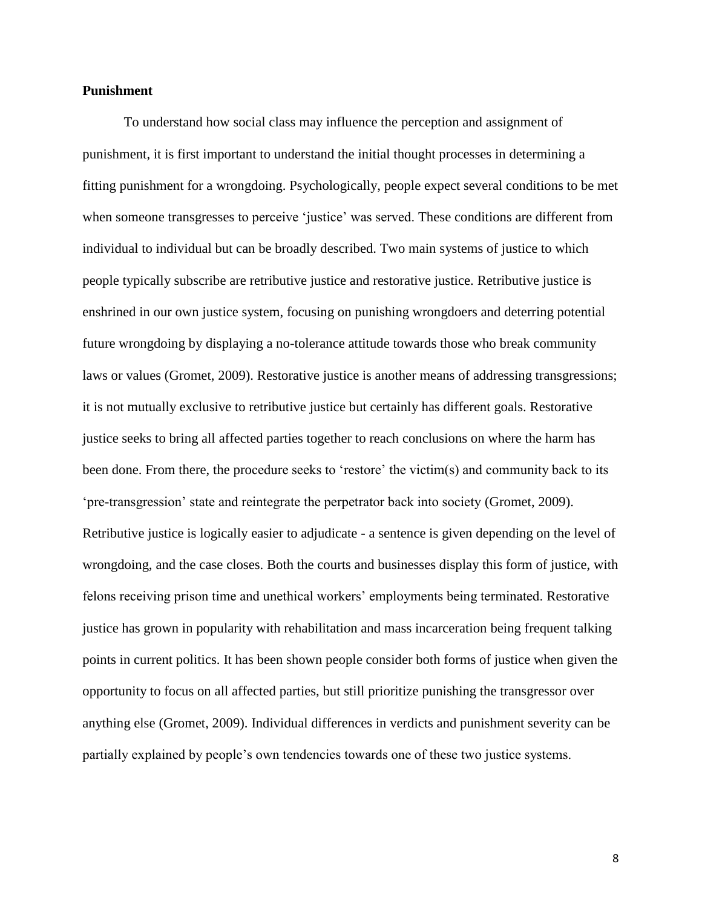**Punishment**

To understand how social class may influence the perception and assignment of punishment, it is first important to understand the initial thought processes in determining a fitting punishment for a wrongdoing. Psychologically, people expect several conditions to be met when someone transgresses to perceive 'justice' was served. These conditions are different from individual to individual but can be broadly described. Two main systems of justice to which people typically subscribe are retributive justice and restorative justice. Retributive justice is enshrined in our own justice system, focusing on punishing wrongdoers and deterring potential future wrongdoing by displaying a no-tolerance attitude towards those who break community laws or values (Gromet, 2009). Restorative justice is another means of addressing transgressions; it is not mutually exclusive to retributive justice but certainly has different goals. Restorative justice seeks to bring all affected parties together to reach conclusions on where the harm has been done. From there, the procedure seeks to 'restore' the victim(s) and community back to its 'pre-transgression' state and reintegrate the perpetrator back into society (Gromet, 2009). Retributive justice is logically easier to adjudicate - a sentence is given depending on the level of wrongdoing, and the case closes. Both the courts and businesses display this form of justice, with felons receiving prison time and unethical workers' employments being terminated. Restorative justice has grown in popularity with rehabilitation and mass incarceration being frequent talking points in current politics. It has been shown people consider both forms of justice when given the opportunity to focus on all affected parties, but still prioritize punishing the transgressor over anything else (Gromet, 2009). Individual differences in verdicts and punishment severity can be partially explained by people's own tendencies towards one of these two justice systems.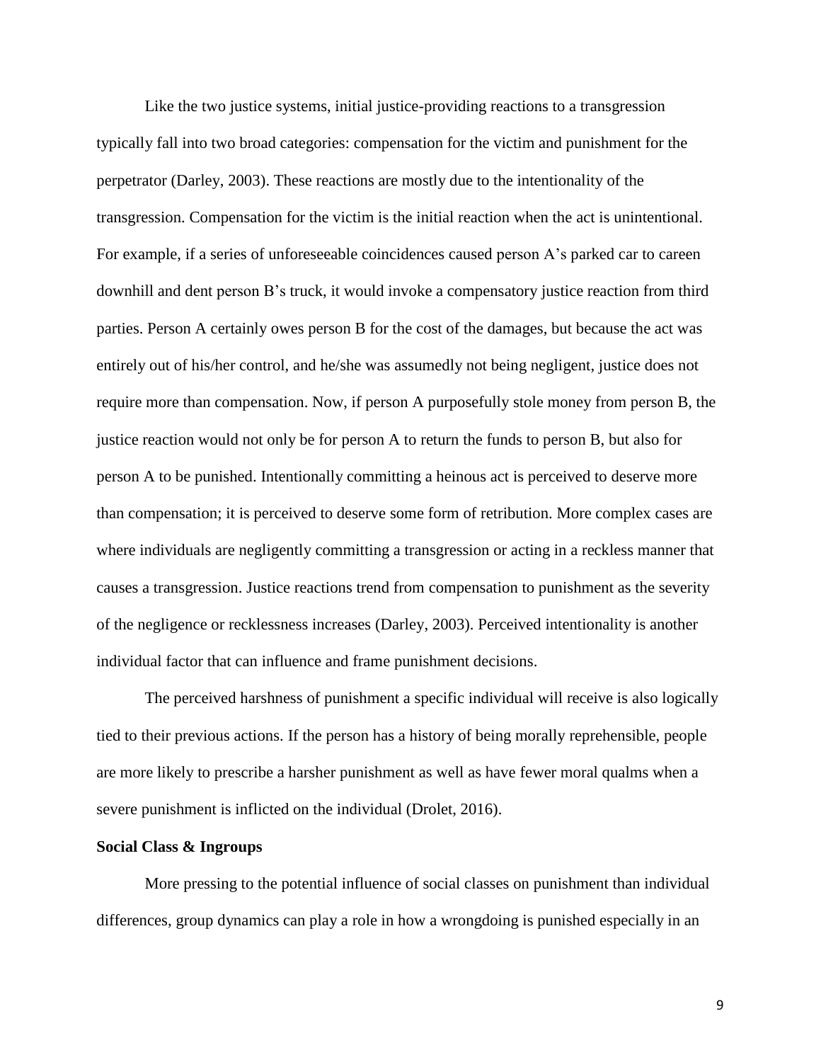Like the two justice systems, initial justice-providing reactions to a transgression typically fall into two broad categories: compensation for the victim and punishment for the perpetrator (Darley, 2003). These reactions are mostly due to the intentionality of the transgression. Compensation for the victim is the initial reaction when the act is unintentional. For example, if a series of unforeseeable coincidences caused person A's parked car to careen downhill and dent person B's truck, it would invoke a compensatory justice reaction from third parties. Person A certainly owes person B for the cost of the damages, but because the act was entirely out of his/her control, and he/she was assumedly not being negligent, justice does not require more than compensation. Now, if person A purposefully stole money from person B, the justice reaction would not only be for person A to return the funds to person B, but also for person A to be punished. Intentionally committing a heinous act is perceived to deserve more than compensation; it is perceived to deserve some form of retribution. More complex cases are where individuals are negligently committing a transgression or acting in a reckless manner that causes a transgression. Justice reactions trend from compensation to punishment as the severity of the negligence or recklessness increases (Darley, 2003). Perceived intentionality is another individual factor that can influence and frame punishment decisions.

The perceived harshness of punishment a specific individual will receive is also logically tied to their previous actions. If the person has a history of being morally reprehensible, people are more likely to prescribe a harsher punishment as well as have fewer moral qualms when a severe punishment is inflicted on the individual (Drolet, 2016).

**Social Class & Ingroups**

More pressing to the potential influence of social classes on punishment than individual differences, group dynamics can play a role in how a wrongdoing is punished especially in an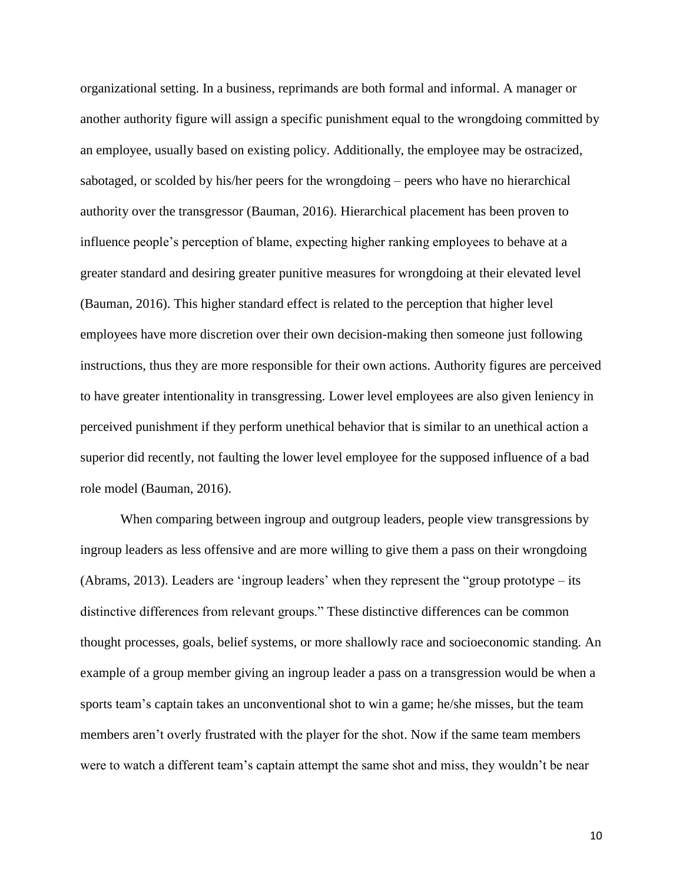organizational setting. In a business, reprimands are both formal and informal. A manager or another authority figure will assign a specific punishment equal to the wrongdoing committed by an employee, usually based on existing policy. Additionally, the employee may be ostracized, sabotaged, or scolded by his/her peers for the wrongdoing – peers who have no hierarchical authority over the transgressor (Bauman, 2016). Hierarchical placement has been proven to influence people's perception of blame, expecting higher ranking employees to behave at a greater standard and desiring greater punitive measures for wrongdoing at their elevated level (Bauman, 2016). This higher standard effect is related to the perception that higher level employees have more discretion over their own decision-making then someone just following instructions, thus they are more responsible for their own actions. Authority figures are perceived to have greater intentionality in transgressing. Lower level employees are also given leniency in perceived punishment if they perform unethical behavior that is similar to an unethical action a superior did recently, not faulting the lower level employee for the supposed influence of a bad role model (Bauman, 2016).

When comparing between ingroup and outgroup leaders, people view transgressions by ingroup leaders as less offensive and are more willing to give them a pass on their wrongdoing (Abrams, 2013). Leaders are 'ingroup leaders' when they represent the "group prototype – its distinctive differences from relevant groups." These distinctive differences can be common thought processes, goals, belief systems, or more shallowly race and socioeconomic standing. An example of a group member giving an ingroup leader a pass on a transgression would be when a sports team's captain takes an unconventional shot to win a game; he/she misses, but the team members aren't overly frustrated with the player for the shot. Now if the same team members were to watch a different team's captain attempt the same shot and miss, they wouldn't be near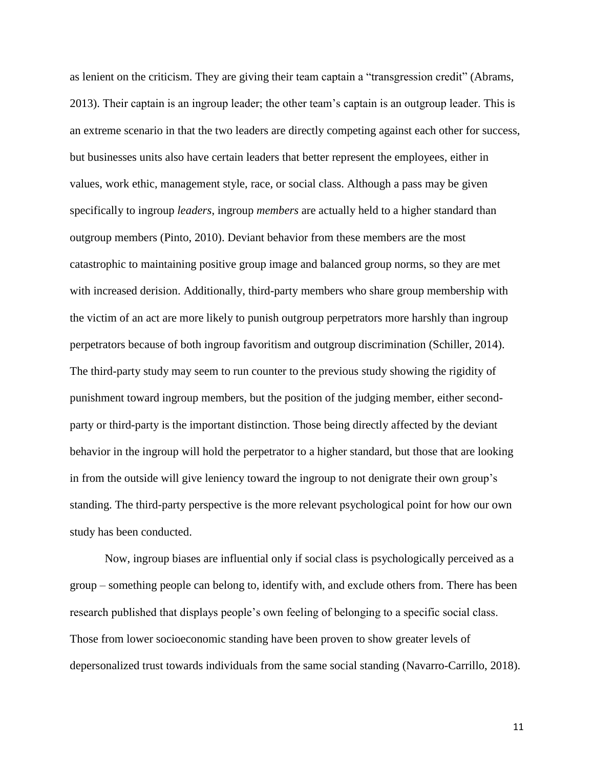as lenient on the criticism. They are giving their team captain a "transgression credit" (Abrams, 2013). Their captain is an ingroup leader; the other team's captain is an outgroup leader. This is an extreme scenario in that the two leaders are directly competing against each other for success, but businesses units also have certain leaders that better represent the employees, either in values, work ethic, management style, race, or social class. Although a pass may be given specifically to ingroup *leaders*, ingroup *members* are actually held to a higher standard than outgroup members (Pinto, 2010). Deviant behavior from these members are the most catastrophic to maintaining positive group image and balanced group norms, so they are met with increased derision. Additionally, third-party members who share group membership with the victim of an act are more likely to punish outgroup perpetrators more harshly than ingroup perpetrators because of both ingroup favoritism and outgroup discrimination (Schiller, 2014). The third-party study may seem to run counter to the previous study showing the rigidity of punishment toward ingroup members, but the position of the judging member, either second-party or third-party is the important distinction. Those being directly affected by the deviant behavior in the ingroup will hold the perpetrator to a higher standard, but those that are looking in from the outside will give leniency toward the ingroup to not denigrate their own group's standing. The third-party perspective is the more relevant psychological point for how our own study has been conducted.

Now, ingroup biases are influential only if social class is psychologically perceived as a group – something people can belong to, identify with, and exclude others from. There has been research published that displays people's own feeling of belonging to a specific social class. Those from lower socioeconomic standing have been proven to show greater levels of depersonalized trust towards individuals from the same social standing (Navarro-Carrillo, 2018).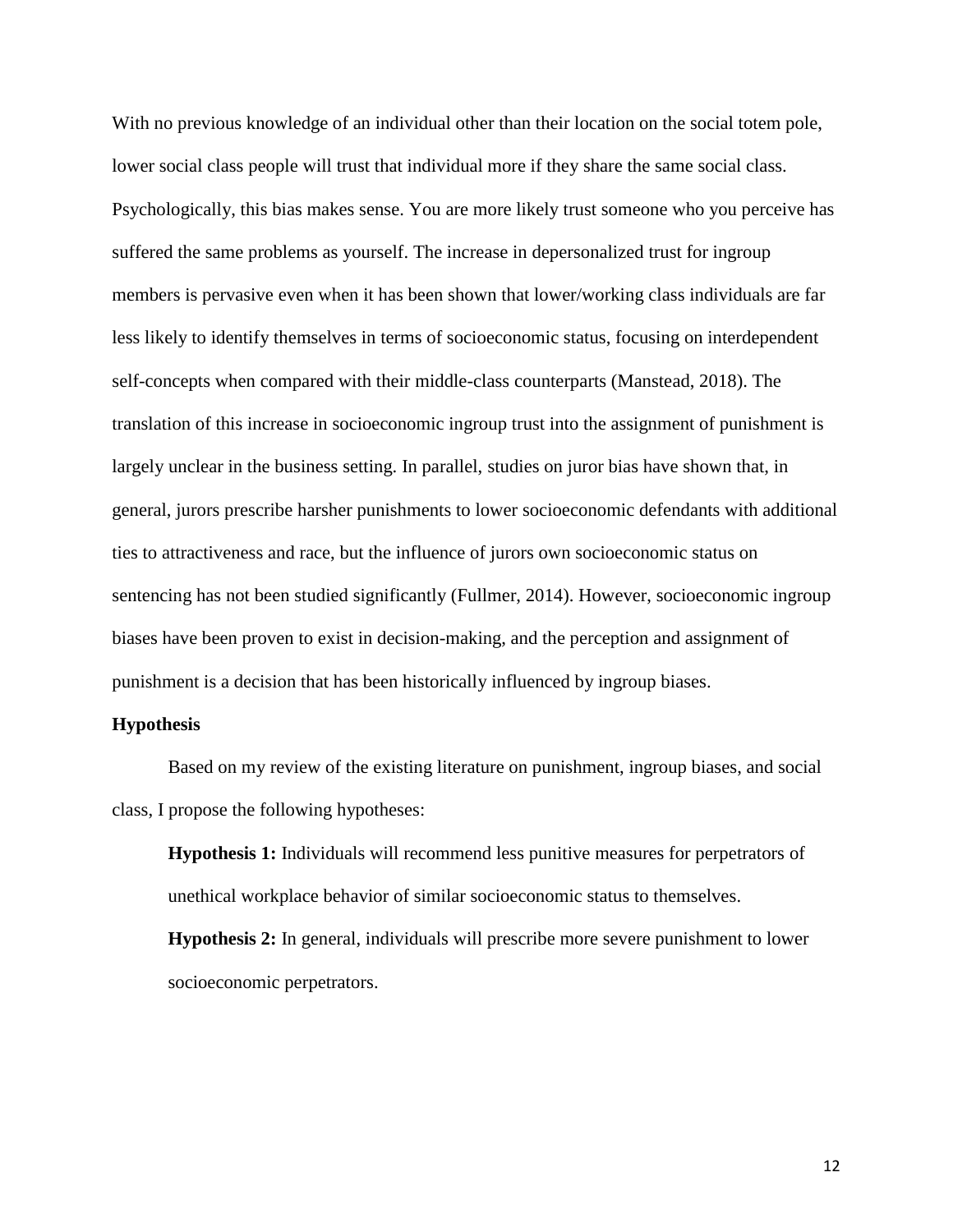With no previous knowledge of an individual other than their location on the social totem pole, lower social class people will trust that individual more if they share the same social class. Psychologically, this bias makes sense. You are more likely trust someone who you perceive has suffered the same problems as yourself. The increase in depersonalized trust for ingroup members is pervasive even when it has been shown that lower/working class individuals are far less likely to identify themselves in terms of socioeconomic status, focusing on interdependent self-concepts when compared with their middle-class counterparts (Manstead, 2018). The translation of this increase in socioeconomic ingroup trust into the assignment of punishment is largely unclear in the business setting. In parallel, studies on juror bias have shown that, in general, jurors prescribe harsher punishments to lower socioeconomic defendants with additional ties to attractiveness and race, but the influence of jurors own socioeconomic status on sentencing has not been studied significantly (Fullmer, 2014). However, socioeconomic ingroup biases have been proven to exist in decision-making, and the perception and assignment of punishment is a decision that has been historically influenced by ingroup biases.

**Hypothesis**

Based on my review of the existing literature on punishment, ingroup biases, and social class, I propose the following hypotheses:

> **Hypothesis 1:** Individuals will recommend less punitive measures for perpetrators of unethical workplace behavior of similar socioeconomic status to themselves.
>
> **Hypothesis 2:** In general, individuals will prescribe more severe punishment to lower socioeconomic perpetrators.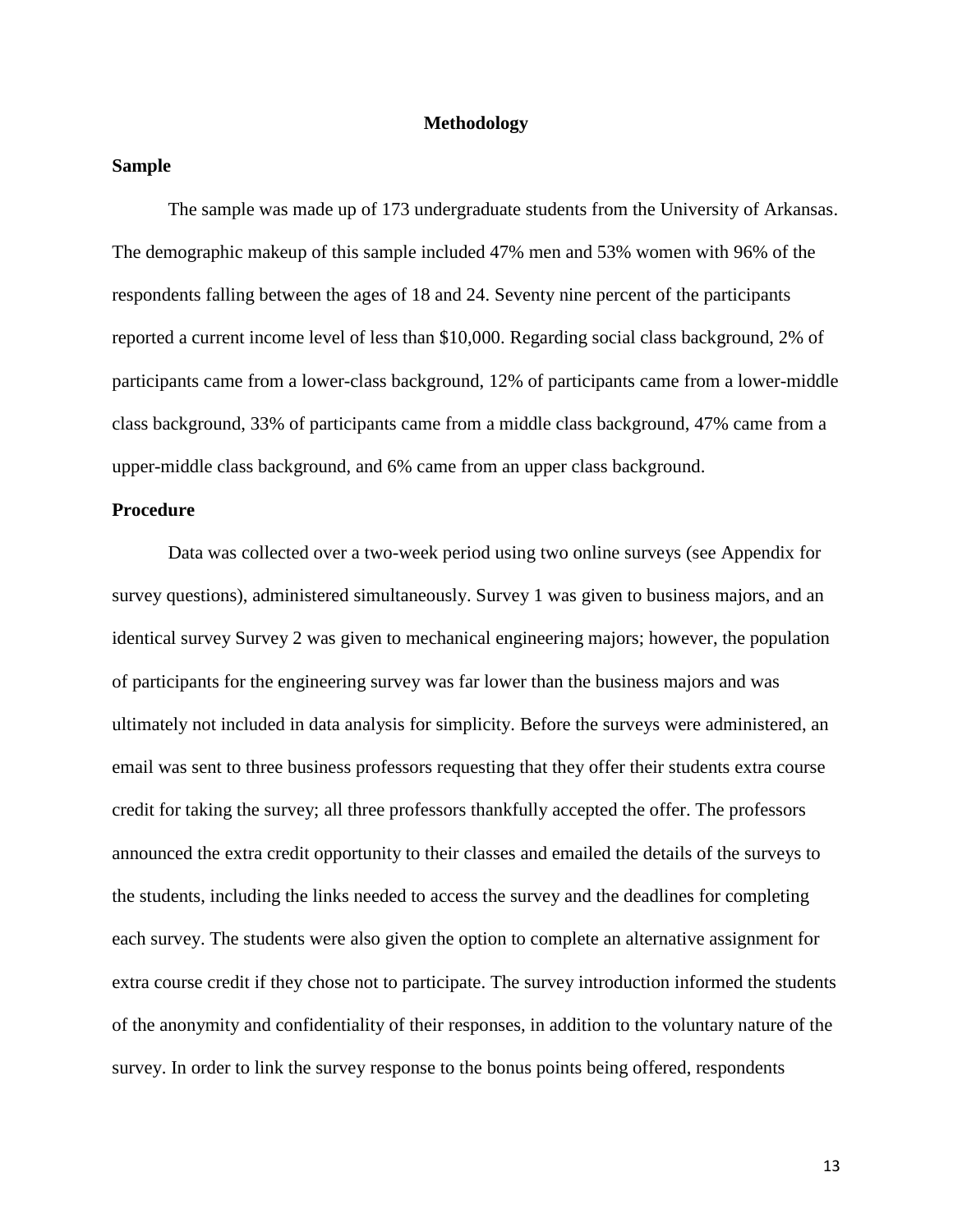## Methodology

### Sample

The sample was made up of 173 undergraduate students from the University of Arkansas. The demographic makeup of this sample included 47% men and 53% women with 96% of the respondents falling between the ages of 18 and 24. Seventy nine percent of the participants reported a current income level of less than $10,000. Regarding social class background, 2% of participants came from a lower-class background, 12% of participants came from a lower-middle class background, 33% of participants came from a middle class background, 47% came from a upper-middle class background, and 6% came from an upper class background.

### Procedure

Data was collected over a two-week period using two online surveys (see Appendix for survey questions), administered simultaneously. Survey 1 was given to business majors, and an identical survey Survey 2 was given to mechanical engineering majors; however, the population of participants for the engineering survey was far lower than the business majors and was ultimately not included in data analysis for simplicity. Before the surveys were administered, an email was sent to three business professors requesting that they offer their students extra course credit for taking the survey; all three professors thankfully accepted the offer. The professors announced the extra credit opportunity to their classes and emailed the details of the surveys to the students, including the links needed to access the survey and the deadlines for completing each survey. The students were also given the option to complete an alternative assignment for extra course credit if they chose not to participate. The survey introduction informed the students of the anonymity and confidentiality of their responses, in addition to the voluntary nature of the survey. In order to link the survey response to the bonus points being offered, respondents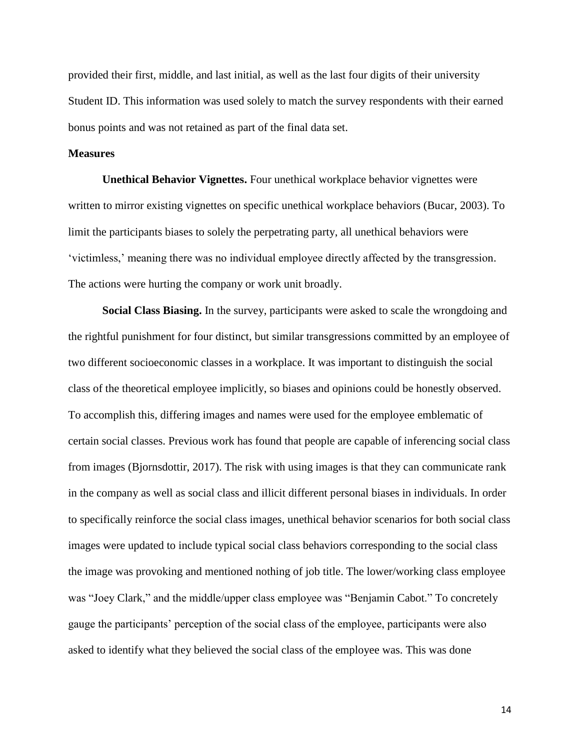provided their first, middle, and last initial, as well as the last four digits of their university Student ID. This information was used solely to match the survey respondents with their earned bonus points and was not retained as part of the final data set.

## Measures

**Unethical Behavior Vignettes.** Four unethical workplace behavior vignettes were written to mirror existing vignettes on specific unethical workplace behaviors (Bucar, 2003). To limit the participants biases to solely the perpetrating party, all unethical behaviors were 'victimless,' meaning there was no individual employee directly affected by the transgression. The actions were hurting the company or work unit broadly.

**Social Class Biasing.** In the survey, participants were asked to scale the wrongdoing and the rightful punishment for four distinct, but similar transgressions committed by an employee of two different socioeconomic classes in a workplace. It was important to distinguish the social class of the theoretical employee implicitly, so biases and opinions could be honestly observed. To accomplish this, differing images and names were used for the employee emblematic of certain social classes. Previous work has found that people are capable of inferencing social class from images (Bjornsdottir, 2017). The risk with using images is that they can communicate rank in the company as well as social class and illicit different personal biases in individuals. In order to specifically reinforce the social class images, unethical behavior scenarios for both social class images were updated to include typical social class behaviors corresponding to the social class the image was provoking and mentioned nothing of job title. The lower/working class employee was "Joey Clark," and the middle/upper class employee was "Benjamin Cabot." To concretely gauge the participants' perception of the social class of the employee, participants were also asked to identify what they believed the social class of the employee was. This was done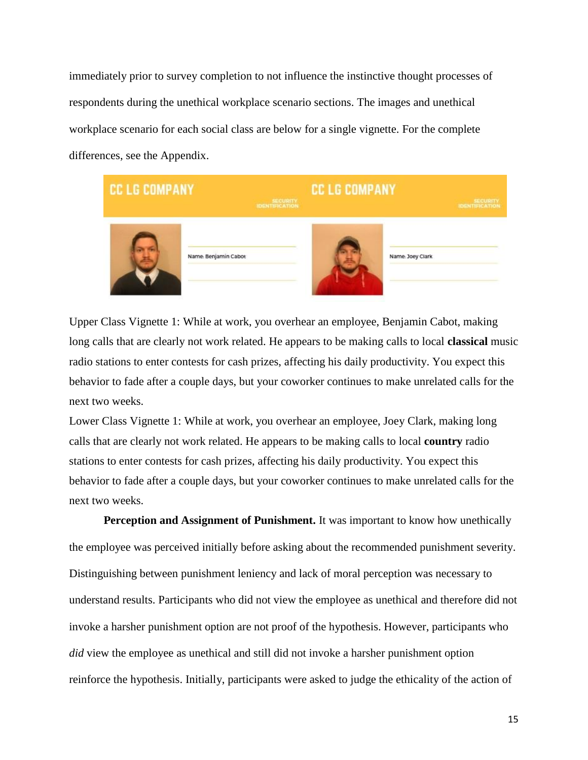immediately prior to survey completion to not influence the instinctive thought processes of respondents during the unethical workplace scenario sections. The images and unethical workplace scenario for each social class are below for a single vignette. For the complete differences, see the Appendix.

CC LG COMPANY SECURITY IDENTIFICATION Name: Benjamin Cabot

CC LG COMPANY SECURITY IDENTIFICATION Name: Joey Clark

Upper Class Vignette 1: While at work, you overhear an employee, Benjamin Cabot, making long calls that are clearly not work related. He appears to be making calls to local **classical** music radio stations to enter contests for cash prizes, affecting his daily productivity. You expect this behavior to fade after a couple days, but your coworker continues to make unrelated calls for the next two weeks.

Lower Class Vignette 1: While at work, you overhear an employee, Joey Clark, making long calls that are clearly not work related. He appears to be making calls to local **country** radio stations to enter contests for cash prizes, affecting his daily productivity. You expect this behavior to fade after a couple days, but your coworker continues to make unrelated calls for the next two weeks.

**Perception and Assignment of Punishment.** It was important to know how unethically the employee was perceived initially before asking about the recommended punishment severity. Distinguishing between punishment leniency and lack of moral perception was necessary to understand results. Participants who did not view the employee as unethical and therefore did not invoke a harsher punishment option are not proof of the hypothesis. However, participants who *did* view the employee as unethical and still did not invoke a harsher punishment option reinforce the hypothesis. Initially, participants were asked to judge the ethicality of the action of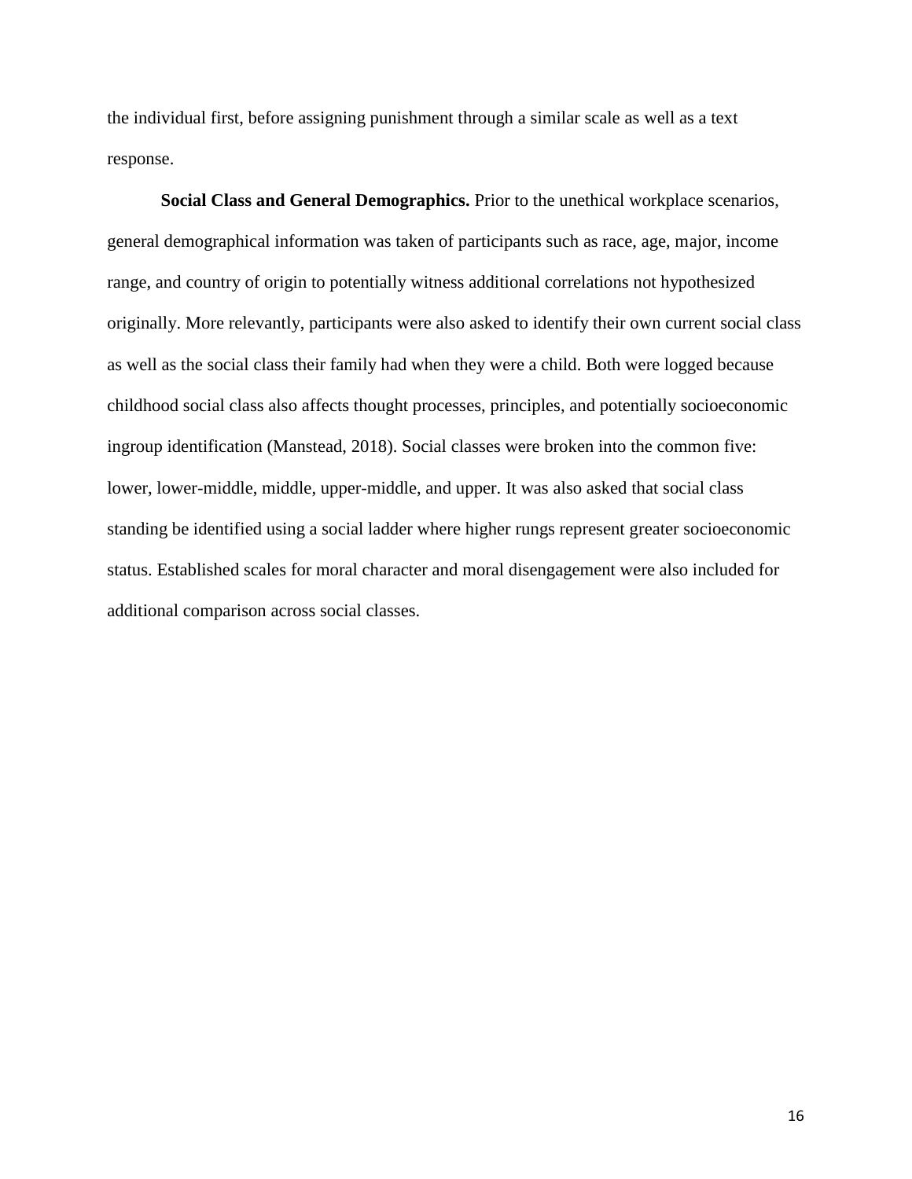the individual first, before assigning punishment through a similar scale as well as a text response.

**Social Class and General Demographics.** Prior to the unethical workplace scenarios, general demographical information was taken of participants such as race, age, major, income range, and country of origin to potentially witness additional correlations not hypothesized originally. More relevantly, participants were also asked to identify their own current social class as well as the social class their family had when they were a child. Both were logged because childhood social class also affects thought processes, principles, and potentially socioeconomic ingroup identification (Manstead, 2018). Social classes were broken into the common five: lower, lower-middle, middle, upper-middle, and upper. It was also asked that social class standing be identified using a social ladder where higher rungs represent greater socioeconomic status. Established scales for moral character and moral disengagement were also included for additional comparison across social classes.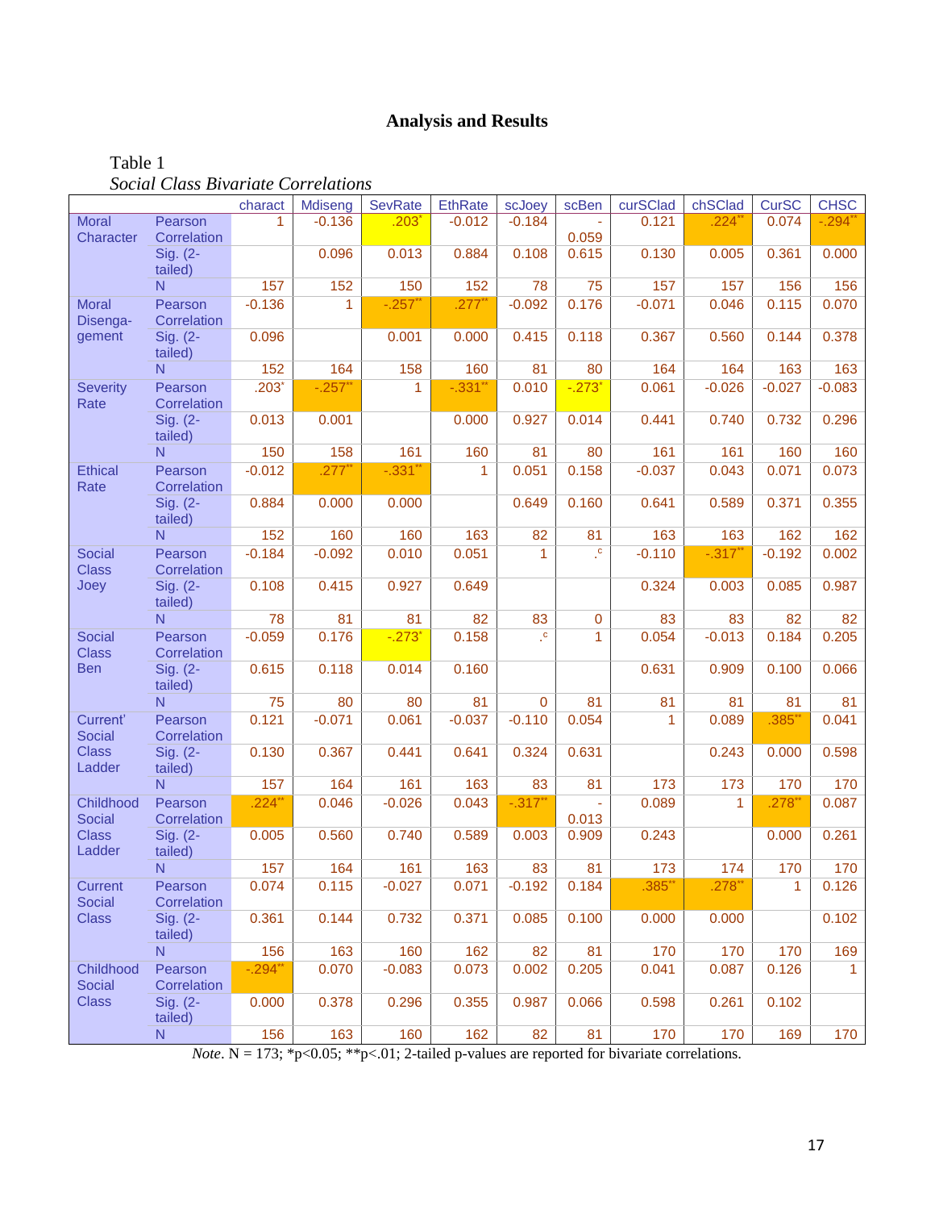# Analysis and Results

Table 1

*Social Class Bivariate Correlations*

| | | charact | Mdiseng | SevRate | EthRate | scJoey | scBen | curSClad | chSClad | CurSC | CHSC |
|---|---|---|---|---|---|---|---|---|---|---|---|
| Moral Character | Pearson Correlation | 1 | -0.136 | .203* | -0.012 | -0.184 | -0.059 | 0.121 | .224** | 0.074 | -.294** |
| | Sig. (2-tailed) | | 0.096 | 0.013 | 0.884 | 0.108 | 0.615 | 0.130 | 0.005 | 0.361 | 0.000 |
| | N | 157 | 152 | 150 | 152 | 78 | 75 | 157 | 157 | 156 | 156 |
| Moral Disengagement | Pearson Correlation | -0.136 | 1 | -.257** | .277** | -0.092 | 0.176 | -0.071 | 0.046 | 0.115 | 0.070 |
| | Sig. (2-tailed) | 0.096 | | 0.001 | 0.000 | 0.415 | 0.118 | 0.367 | 0.560 | 0.144 | 0.378 |
| | N | 152 | 164 | 158 | 160 | 81 | 80 | 164 | 164 | 163 | 163 |
| Severity Rate | Pearson Correlation | .203* | -.257** | 1 | -.331** | 0.010 | -.273* | 0.061 | -0.026 | -0.027 | -0.083 |
| | Sig. (2-tailed) | 0.013 | 0.001 | | 0.000 | 0.927 | 0.014 | 0.441 | 0.740 | 0.732 | 0.296 |
| | N | 150 | 158 | 161 | 160 | 81 | 80 | 161 | 161 | 160 | 160 |
| Ethical Rate | Pearson Correlation | -0.012 | .277** | -.331** | 1 | 0.051 | 0.158 | -0.037 | 0.043 | 0.071 | 0.073 |
| | Sig. (2-tailed) | 0.884 | 0.000 | 0.000 | | 0.649 | 0.160 | 0.641 | 0.589 | 0.371 | 0.355 |
| | N | 152 | 160 | 160 | 163 | 82 | 81 | 163 | 163 | 162 | 162 |
| Social Class Joey | Pearson Correlation | -0.184 | -0.092 | 0.010 | 0.051 | 1 | .c | -0.110 | -.317** | -0.192 | 0.002 |
| | Sig. (2-tailed) | 0.108 | 0.415 | 0.927 | 0.649 | | | 0.324 | 0.003 | 0.085 | 0.987 |
| | N | 78 | 81 | 81 | 82 | 83 | 0 | 83 | 83 | 82 | 82 |
| Social Class Ben | Pearson Correlation | -0.059 | 0.176 | -.273* | 0.158 | .c | 1 | 0.054 | -0.013 | 0.184 | 0.205 |
| | Sig. (2-tailed) | 0.615 | 0.118 | 0.014 | 0.160 | | | 0.631 | 0.909 | 0.100 | 0.066 |
| | N | 75 | 80 | 80 | 81 | 0 | 81 | 81 | 81 | 81 | 81 |
| Current' Social Class Ladder | Pearson Correlation | 0.121 | -0.071 | 0.061 | -0.037 | -0.110 | 0.054 | 1 | 0.089 | .385** | 0.041 |
| | Sig. (2-tailed) | 0.130 | 0.367 | 0.441 | 0.641 | 0.324 | 0.631 | | 0.243 | 0.000 | 0.598 |
| | N | 157 | 164 | 161 | 163 | 83 | 81 | 173 | 173 | 170 | 170 |
| Childhood Social Class Ladder | Pearson Correlation | .224** | 0.046 | -0.026 | 0.043 | -.317** | -0.013 | 0.089 | 1 | .278** | 0.087 |
| | Sig. (2-tailed) | 0.005 | 0.560 | 0.740 | 0.589 | 0.003 | 0.909 | 0.243 | | 0.000 | 0.261 |
| | N | 157 | 164 | 161 | 163 | 83 | 81 | 173 | 174 | 170 | 170 |
| Current Social Class | Pearson Correlation | 0.074 | 0.115 | -0.027 | 0.071 | -0.192 | 0.184 | .385** | .278** | 1 | 0.126 |
| | Sig. (2-tailed) | 0.361 | 0.144 | 0.732 | 0.371 | 0.085 | 0.100 | 0.000 | 0.000 | | 0.102 |
| | N | 156 | 163 | 160 | 162 | 82 | 81 | 170 | 170 | 170 | 169 |
| Childhood Social Class | Pearson Correlation | -.294** | 0.070 | -0.083 | 0.073 | 0.002 | 0.205 | 0.041 | 0.087 | 0.126 | 1 |
| | Sig. (2-tailed) | 0.000 | 0.378 | 0.296 | 0.355 | 0.987 | 0.066 | 0.598 | 0.261 | 0.102 | |
| | N | 156 | 163 | 160 | 162 | 82 | 81 | 170 | 170 | 169 | 170 |

*Note*. N = 173; *p<0.05; **p<.01; 2-tailed p-values are reported for bivariate correlations.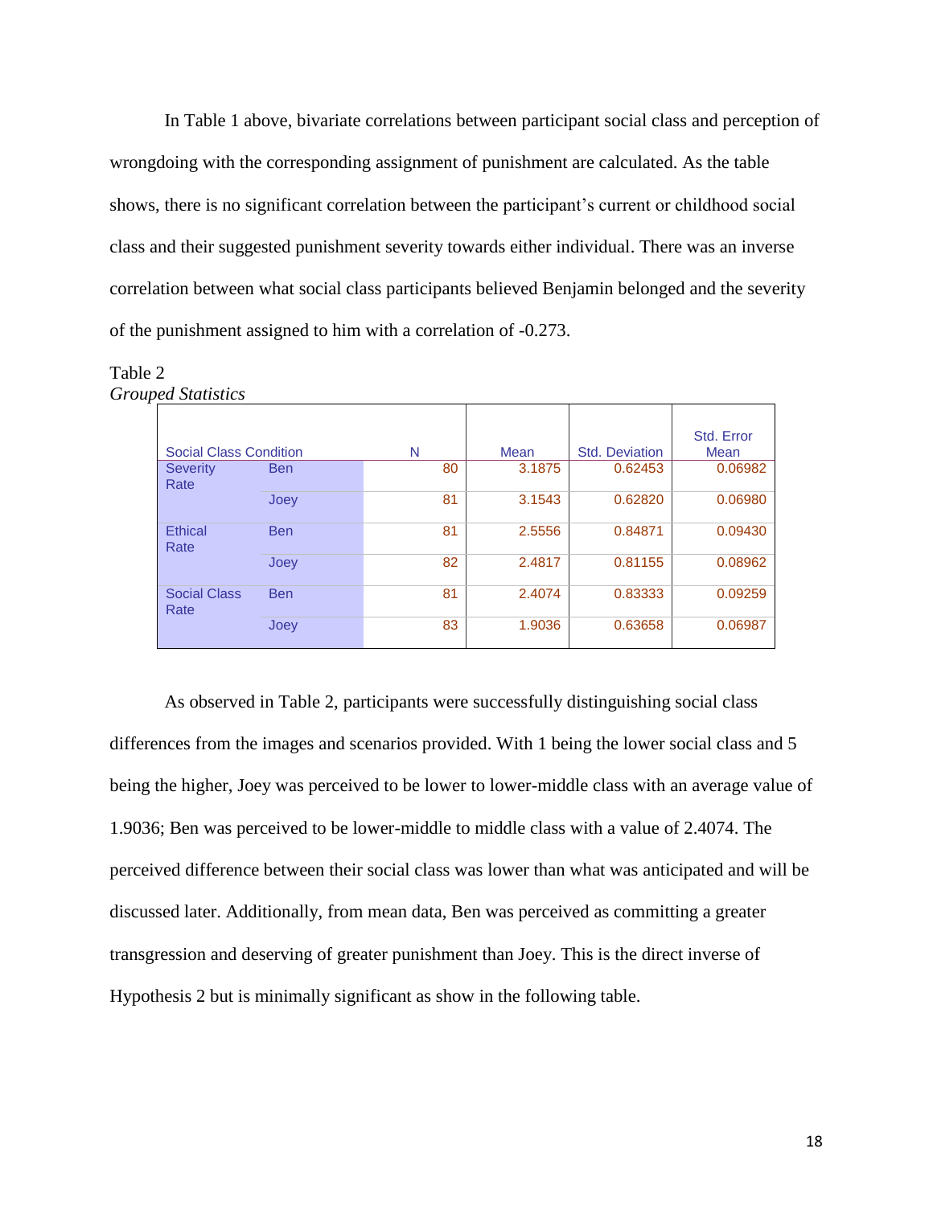In Table 1 above, bivariate correlations between participant social class and perception of wrongdoing with the corresponding assignment of punishment are calculated. As the table shows, there is no significant correlation between the participant's current or childhood social class and their suggested punishment severity towards either individual. There was an inverse correlation between what social class participants believed Benjamin belonged and the severity of the punishment assigned to him with a correlation of -0.273.

Table 2

*Grouped Statistics*

| Social Class Condition | | N | Mean | Std. Deviation | Std. Error Mean |
|---|---|---|---|---|---|
| Severity Rate | Ben | 80 | 3.1875 | 0.62453 | 0.06982 |
| | Joey | 81 | 3.1543 | 0.62820 | 0.06980 |
| Ethical Rate | Ben | 81 | 2.5556 | 0.84871 | 0.09430 |
| | Joey | 82 | 2.4817 | 0.81155 | 0.08962 |
| Social Class Rate | Ben | 81 | 2.4074 | 0.83333 | 0.09259 |
| | Joey | 83 | 1.9036 | 0.63658 | 0.06987 |

As observed in Table 2, participants were successfully distinguishing social class differences from the images and scenarios provided. With 1 being the lower social class and 5 being the higher, Joey was perceived to be lower to lower-middle class with an average value of 1.9036; Ben was perceived to be lower-middle to middle class with a value of 2.4074. The perceived difference between their social class was lower than what was anticipated and will be discussed later. Additionally, from mean data, Ben was perceived as committing a greater transgression and deserving of greater punishment than Joey. This is the direct inverse of Hypothesis 2 but is minimally significant as show in the following table.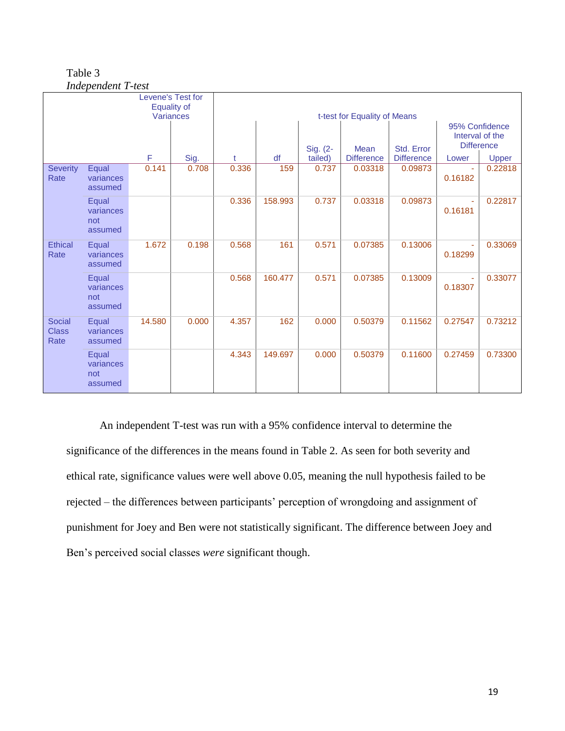Table 3

*Independent T-test*

| | | Levene's Test for Equality of Variances | | t-test for Equality of Means | | | | | 95% Confidence Interval of the Difference | |
|---|---|---|---|---|---|---|---|---|---|---|
| | | F | Sig. | t | df | Sig. (2-tailed) | Mean Difference | Std. Error Difference | Lower | Upper |
| Severity Rate | Equal variances assumed | 0.141 | 0.708 | 0.336 | 159 | 0.737 | 0.03318 | 0.09873 | -0.16182 | 0.22818 |
| | Equal variances not assumed | | | 0.336 | 158.993 | 0.737 | 0.03318 | 0.09873 | -0.16181 | 0.22817 |
| Ethical Rate | Equal variances assumed | 1.672 | 0.198 | 0.568 | 161 | 0.571 | 0.07385 | 0.13006 | -0.18299 | 0.33069 |
| | Equal variances not assumed | | | 0.568 | 160.477 | 0.571 | 0.07385 | 0.13009 | -0.18307 | 0.33077 |
| Social Class Rate | Equal variances assumed | 14.580 | 0.000 | 4.357 | 162 | 0.000 | 0.50379 | 0.11562 | 0.27547 | 0.73212 |
| | Equal variances not assumed | | | 4.343 | 149.697 | 0.000 | 0.50379 | 0.11600 | 0.27459 | 0.73300 |

An independent T-test was run with a 95% confidence interval to determine the significance of the differences in the means found in Table 2. As seen for both severity and ethical rate, significance values were well above 0.05, meaning the null hypothesis failed to be rejected – the differences between participants' perception of wrongdoing and assignment of punishment for Joey and Ben were not statistically significant. The difference between Joey and Ben's perceived social classes *were* significant though.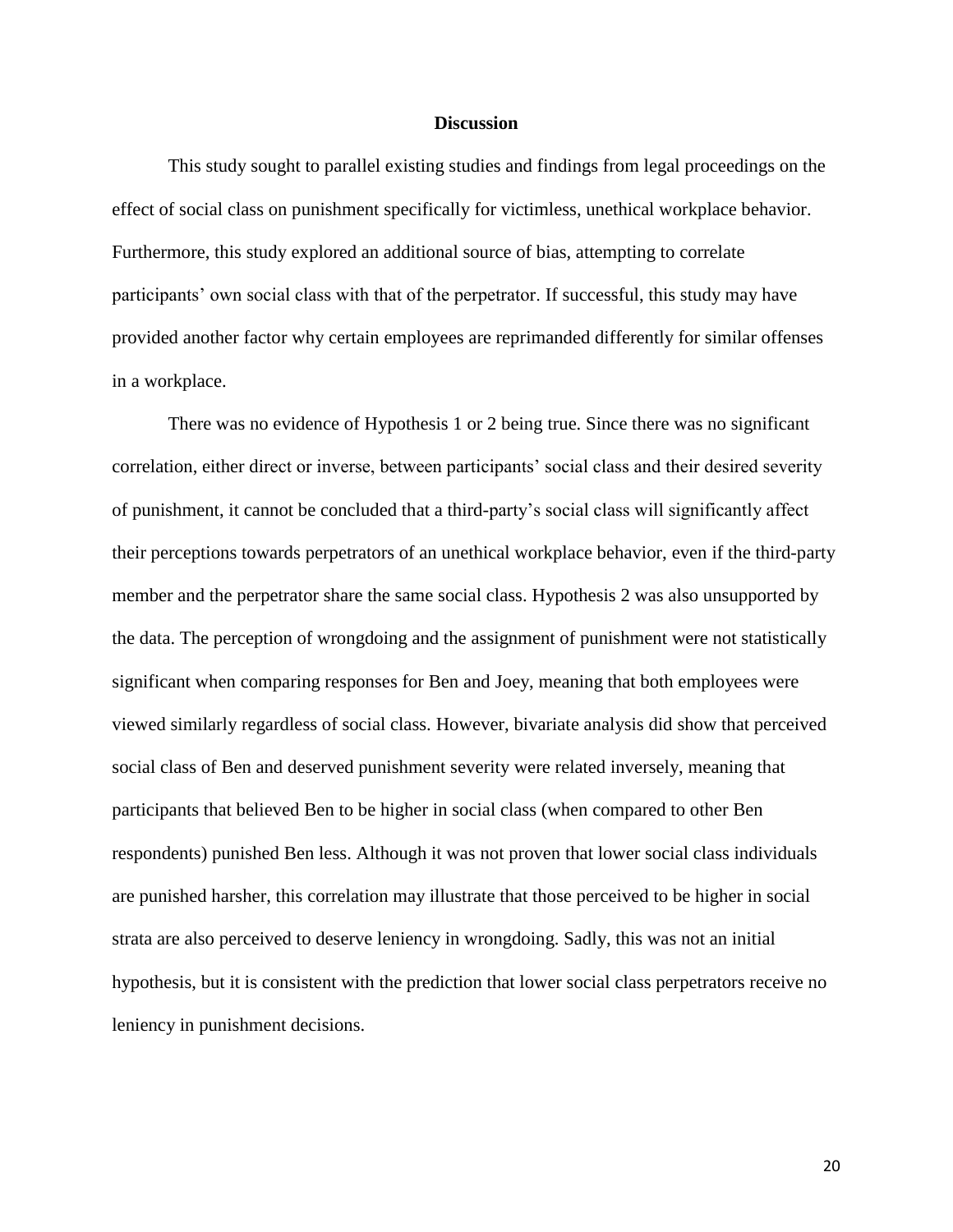## Discussion

This study sought to parallel existing studies and findings from legal proceedings on the effect of social class on punishment specifically for victimless, unethical workplace behavior. Furthermore, this study explored an additional source of bias, attempting to correlate participants' own social class with that of the perpetrator. If successful, this study may have provided another factor why certain employees are reprimanded differently for similar offenses in a workplace.

There was no evidence of Hypothesis 1 or 2 being true. Since there was no significant correlation, either direct or inverse, between participants' social class and their desired severity of punishment, it cannot be concluded that a third-party's social class will significantly affect their perceptions towards perpetrators of an unethical workplace behavior, even if the third-party member and the perpetrator share the same social class. Hypothesis 2 was also unsupported by the data. The perception of wrongdoing and the assignment of punishment were not statistically significant when comparing responses for Ben and Joey, meaning that both employees were viewed similarly regardless of social class. However, bivariate analysis did show that perceived social class of Ben and deserved punishment severity were related inversely, meaning that participants that believed Ben to be higher in social class (when compared to other Ben respondents) punished Ben less. Although it was not proven that lower social class individuals are punished harsher, this correlation may illustrate that those perceived to be higher in social strata are also perceived to deserve leniency in wrongdoing. Sadly, this was not an initial hypothesis, but it is consistent with the prediction that lower social class perpetrators receive no leniency in punishment decisions.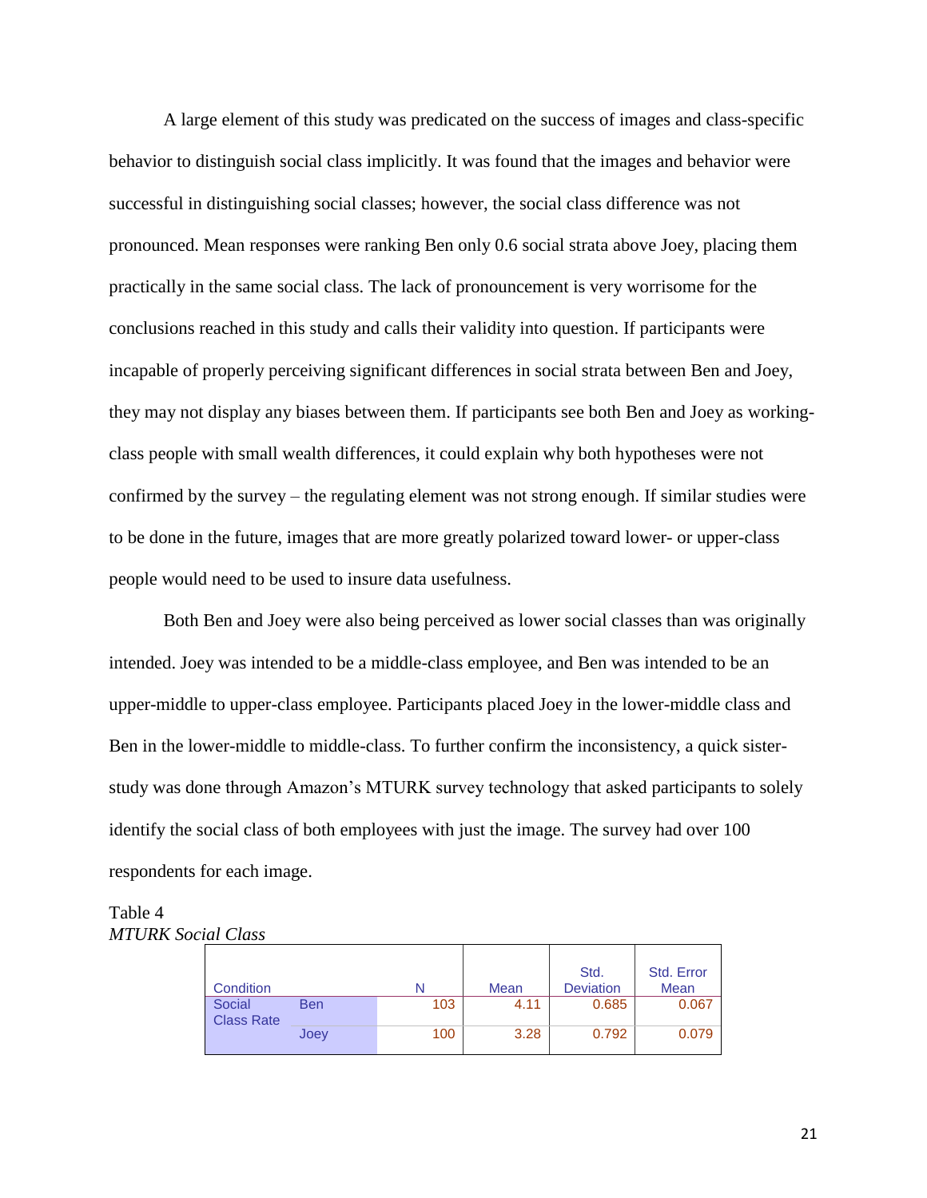A large element of this study was predicated on the success of images and class-specific behavior to distinguish social class implicitly. It was found that the images and behavior were successful in distinguishing social classes; however, the social class difference was not pronounced. Mean responses were ranking Ben only 0.6 social strata above Joey, placing them practically in the same social class. The lack of pronouncement is very worrisome for the conclusions reached in this study and calls their validity into question. If participants were incapable of properly perceiving significant differences in social strata between Ben and Joey, they may not display any biases between them. If participants see both Ben and Joey as working-class people with small wealth differences, it could explain why both hypotheses were not confirmed by the survey – the regulating element was not strong enough. If similar studies were to be done in the future, images that are more greatly polarized toward lower- or upper-class people would need to be used to insure data usefulness.

Both Ben and Joey were also being perceived as lower social classes than was originally intended. Joey was intended to be a middle-class employee, and Ben was intended to be an upper-middle to upper-class employee. Participants placed Joey in the lower-middle class and Ben in the lower-middle to middle-class. To further confirm the inconsistency, a quick sister-study was done through Amazon's MTURK survey technology that asked participants to solely identify the social class of both employees with just the image. The survey had over 100 respondents for each image.

Table 4
*MTURK Social Class*

| Condition | | N | Mean | Std. Deviation | Std. Error Mean |
|---|---|---|---|---|---|
| Social Class Rate | Ben | 103 | 4.11 | 0.685 | 0.067 |
| | Joey | 100 | 3.28 | 0.792 | 0.079 |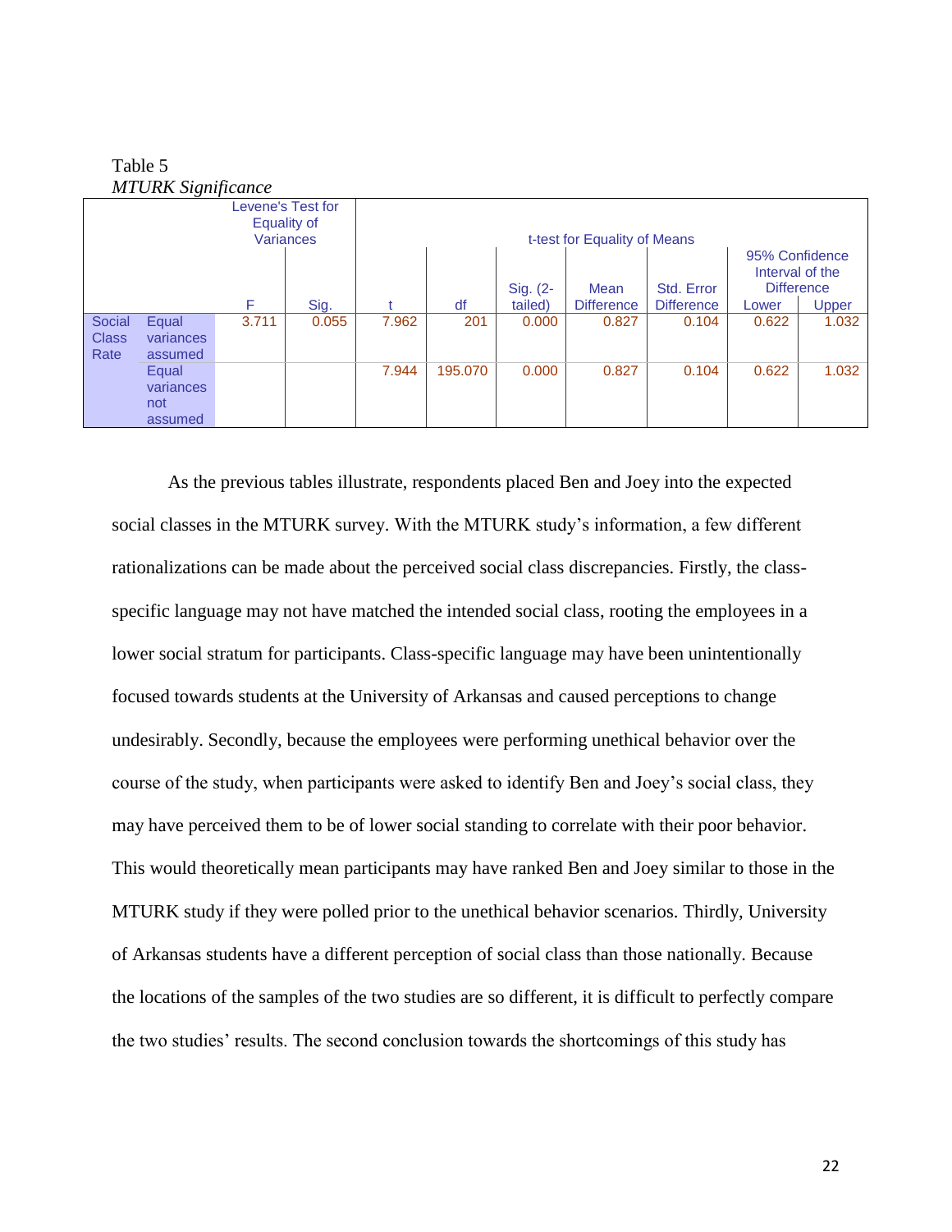Table 5
*MTURK Significance*

| | | Levene's Test for Equality of Variances | | t-test for Equality of Means | | | | | | |
|---|---|---|---|---|---|---|---|---|---|---|
| | | | | | | | | | 95% Confidence Interval of the Difference | |
| | | F | Sig. | t | df | Sig. (2-tailed) | Mean Difference | Std. Error Difference | Lower | Upper |
| Social Class Rate | Equal variances assumed | 3.711 | 0.055 | 7.962 | 201 | 0.000 | 0.827 | 0.104 | 0.622 | 1.032 |
| | Equal variances not assumed | | | 7.944 | 195.070 | 0.000 | 0.827 | 0.104 | 0.622 | 1.032 |

As the previous tables illustrate, respondents placed Ben and Joey into the expected social classes in the MTURK survey. With the MTURK study's information, a few different rationalizations can be made about the perceived social class discrepancies. Firstly, the class-specific language may not have matched the intended social class, rooting the employees in a lower social stratum for participants. Class-specific language may have been unintentionally focused towards students at the University of Arkansas and caused perceptions to change undesirably. Secondly, because the employees were performing unethical behavior over the course of the study, when participants were asked to identify Ben and Joey's social class, they may have perceived them to be of lower social standing to correlate with their poor behavior. This would theoretically mean participants may have ranked Ben and Joey similar to those in the MTURK study if they were polled prior to the unethical behavior scenarios. Thirdly, University of Arkansas students have a different perception of social class than those nationally. Because the locations of the samples of the two studies are so different, it is difficult to perfectly compare the two studies' results. The second conclusion towards the shortcomings of this study has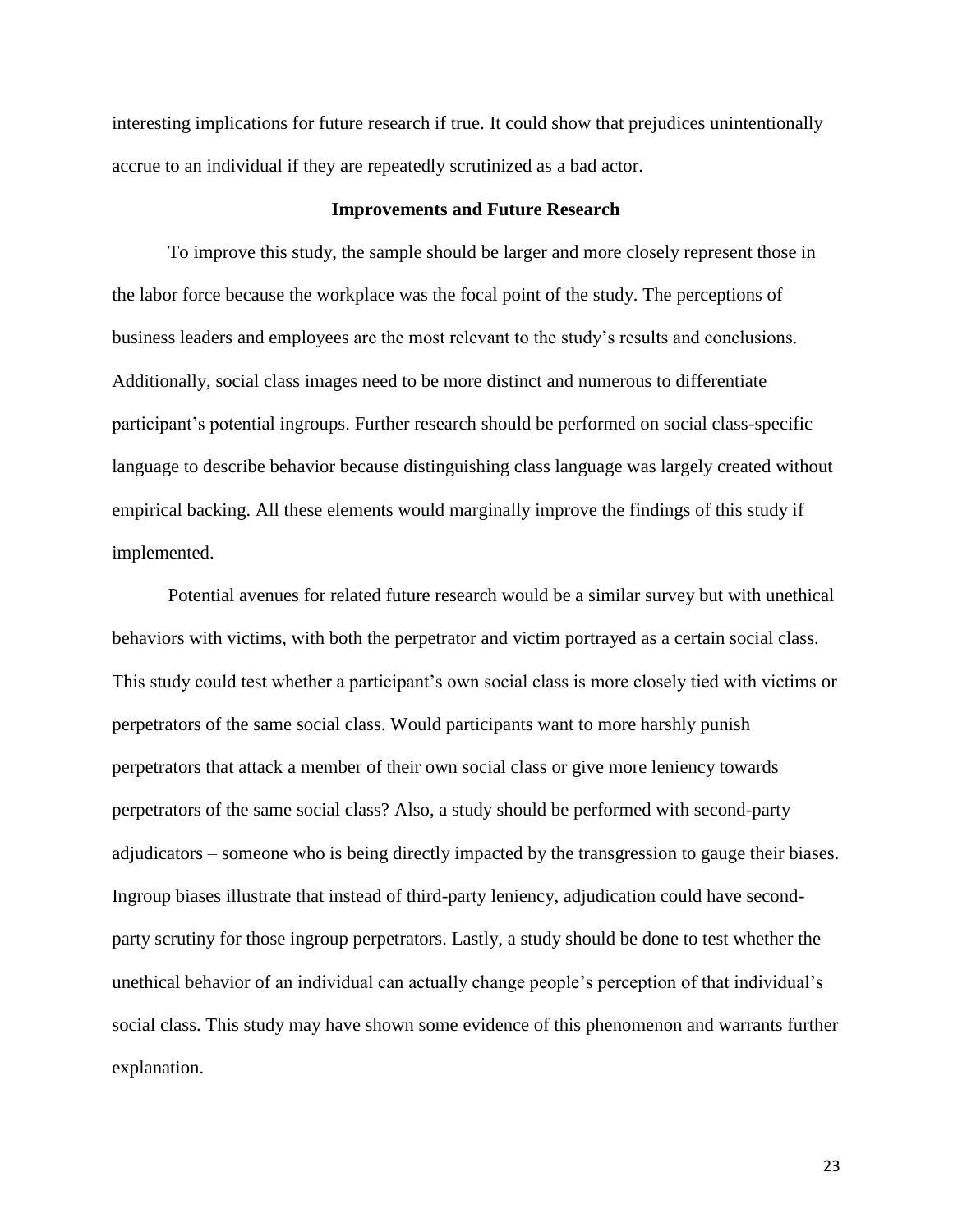interesting implications for future research if true. It could show that prejudices unintentionally accrue to an individual if they are repeatedly scrutinized as a bad actor.

## Improvements and Future Research

To improve this study, the sample should be larger and more closely represent those in the labor force because the workplace was the focal point of the study. The perceptions of business leaders and employees are the most relevant to the study's results and conclusions. Additionally, social class images need to be more distinct and numerous to differentiate participant's potential ingroups. Further research should be performed on social class-specific language to describe behavior because distinguishing class language was largely created without empirical backing. All these elements would marginally improve the findings of this study if implemented.

Potential avenues for related future research would be a similar survey but with unethical behaviors with victims, with both the perpetrator and victim portrayed as a certain social class. This study could test whether a participant's own social class is more closely tied with victims or perpetrators of the same social class. Would participants want to more harshly punish perpetrators that attack a member of their own social class or give more leniency towards perpetrators of the same social class? Also, a study should be performed with second-party adjudicators – someone who is being directly impacted by the transgression to gauge their biases. Ingroup biases illustrate that instead of third-party leniency, adjudication could have second-party scrutiny for those ingroup perpetrators. Lastly, a study should be done to test whether the unethical behavior of an individual can actually change people's perception of that individual's social class. This study may have shown some evidence of this phenomenon and warrants further explanation.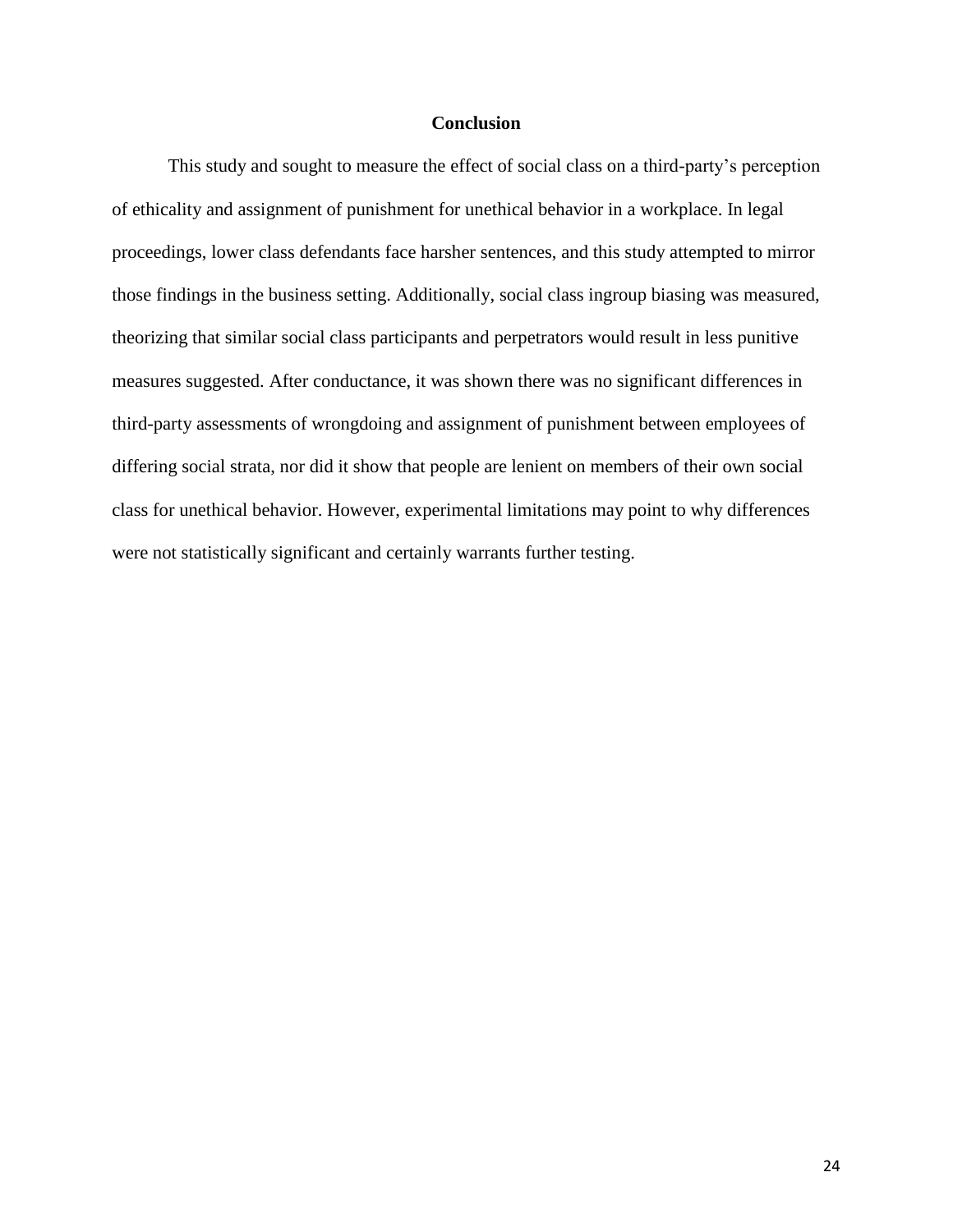## Conclusion

This study and sought to measure the effect of social class on a third-party's perception of ethicality and assignment of punishment for unethical behavior in a workplace. In legal proceedings, lower class defendants face harsher sentences, and this study attempted to mirror those findings in the business setting. Additionally, social class ingroup biasing was measured, theorizing that similar social class participants and perpetrators would result in less punitive measures suggested. After conductance, it was shown there was no significant differences in third-party assessments of wrongdoing and assignment of punishment between employees of differing social strata, nor did it show that people are lenient on members of their own social class for unethical behavior. However, experimental limitations may point to why differences were not statistically significant and certainly warrants further testing.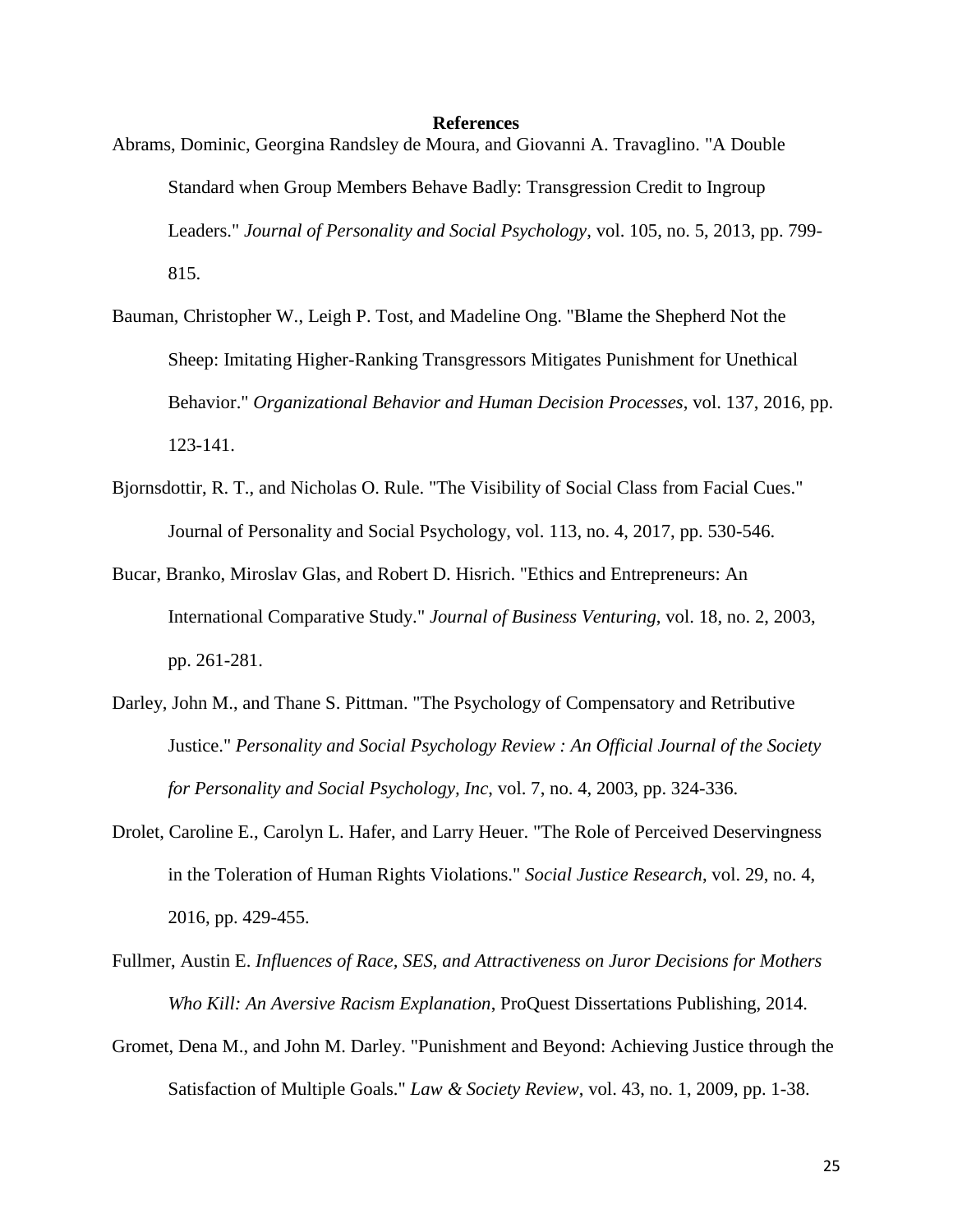**References**

Abrams, Dominic, Georgina Randsley de Moura, and Giovanni A. Travaglino. "A Double Standard when Group Members Behave Badly: Transgression Credit to Ingroup Leaders." *Journal of Personality and Social Psychology*, vol. 105, no. 5, 2013, pp. 799-815.

Bauman, Christopher W., Leigh P. Tost, and Madeline Ong. "Blame the Shepherd Not the Sheep: Imitating Higher-Ranking Transgressors Mitigates Punishment for Unethical Behavior." *Organizational Behavior and Human Decision Processes*, vol. 137, 2016, pp. 123-141.

Bjornsdottir, R. T., and Nicholas O. Rule. "The Visibility of Social Class from Facial Cues." Journal of Personality and Social Psychology, vol. 113, no. 4, 2017, pp. 530-546.

Bucar, Branko, Miroslav Glas, and Robert D. Hisrich. "Ethics and Entrepreneurs: An International Comparative Study." *Journal of Business Venturing*, vol. 18, no. 2, 2003, pp. 261-281.

Darley, John M., and Thane S. Pittman. "The Psychology of Compensatory and Retributive Justice." *Personality and Social Psychology Review : An Official Journal of the Society for Personality and Social Psychology, Inc*, vol. 7, no. 4, 2003, pp. 324-336.

Drolet, Caroline E., Carolyn L. Hafer, and Larry Heuer. "The Role of Perceived Deservingness in the Toleration of Human Rights Violations." *Social Justice Research*, vol. 29, no. 4, 2016, pp. 429-455.

Fullmer, Austin E. *Influences of Race, SES, and Attractiveness on Juror Decisions for Mothers Who Kill: An Aversive Racism Explanation*, ProQuest Dissertations Publishing, 2014.

Gromet, Dena M., and John M. Darley. "Punishment and Beyond: Achieving Justice through the Satisfaction of Multiple Goals." *Law & Society Review*, vol. 43, no. 1, 2009, pp. 1-38.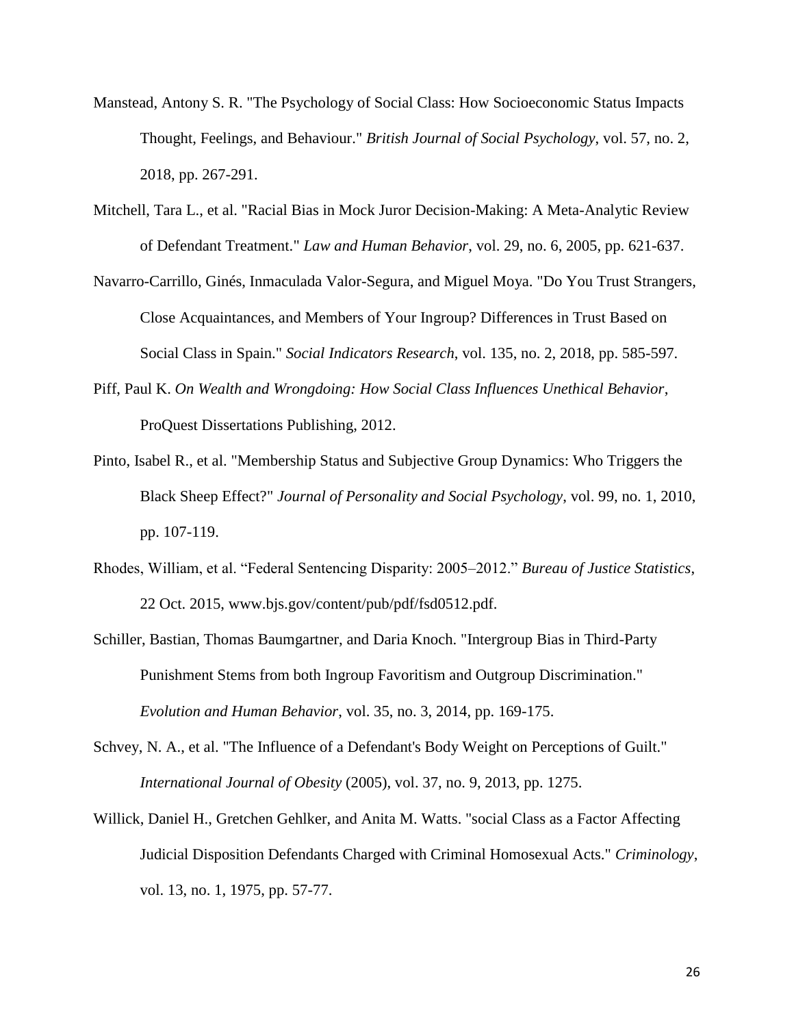Manstead, Antony S. R. "The Psychology of Social Class: How Socioeconomic Status Impacts Thought, Feelings, and Behaviour." *British Journal of Social Psychology*, vol. 57, no. 2, 2018, pp. 267-291.

Mitchell, Tara L., et al. "Racial Bias in Mock Juror Decision-Making: A Meta-Analytic Review of Defendant Treatment." *Law and Human Behavior*, vol. 29, no. 6, 2005, pp. 621-637.

Navarro-Carrillo, Ginés, Inmaculada Valor-Segura, and Miguel Moya. "Do You Trust Strangers, Close Acquaintances, and Members of Your Ingroup? Differences in Trust Based on Social Class in Spain." *Social Indicators Research*, vol. 135, no. 2, 2018, pp. 585-597.

Piff, Paul K. *On Wealth and Wrongdoing: How Social Class Influences Unethical Behavior*, ProQuest Dissertations Publishing, 2012.

Pinto, Isabel R., et al. "Membership Status and Subjective Group Dynamics: Who Triggers the Black Sheep Effect?" *Journal of Personality and Social Psychology*, vol. 99, no. 1, 2010, pp. 107-119.

Rhodes, William, et al. "Federal Sentencing Disparity: 2005–2012." *Bureau of Justice Statistics*, 22 Oct. 2015, www.bjs.gov/content/pub/pdf/fsd0512.pdf.

Schiller, Bastian, Thomas Baumgartner, and Daria Knoch. "Intergroup Bias in Third-Party Punishment Stems from both Ingroup Favoritism and Outgroup Discrimination." *Evolution and Human Behavior*, vol. 35, no. 3, 2014, pp. 169-175.

Schvey, N. A., et al. "The Influence of a Defendant's Body Weight on Perceptions of Guilt." *International Journal of Obesity* (2005), vol. 37, no. 9, 2013, pp. 1275.

Willick, Daniel H., Gretchen Gehlker, and Anita M. Watts. "social Class as a Factor Affecting Judicial Disposition Defendants Charged with Criminal Homosexual Acts." *Criminology*, vol. 13, no. 1, 1975, pp. 57-77.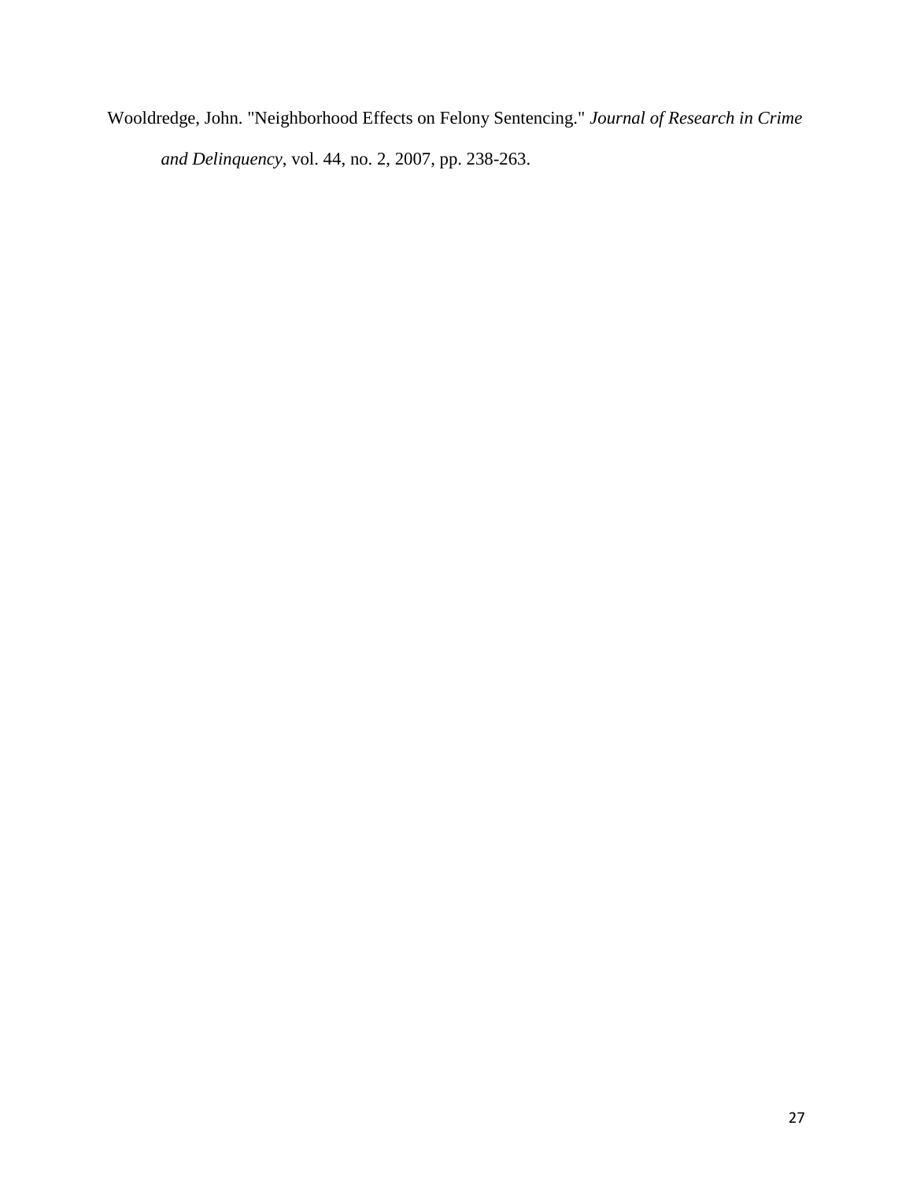Wooldredge, John. "Neighborhood Effects on Felony Sentencing." *Journal of Research in Crime and Delinquency*, vol. 44, no. 2, 2007, pp. 238-263.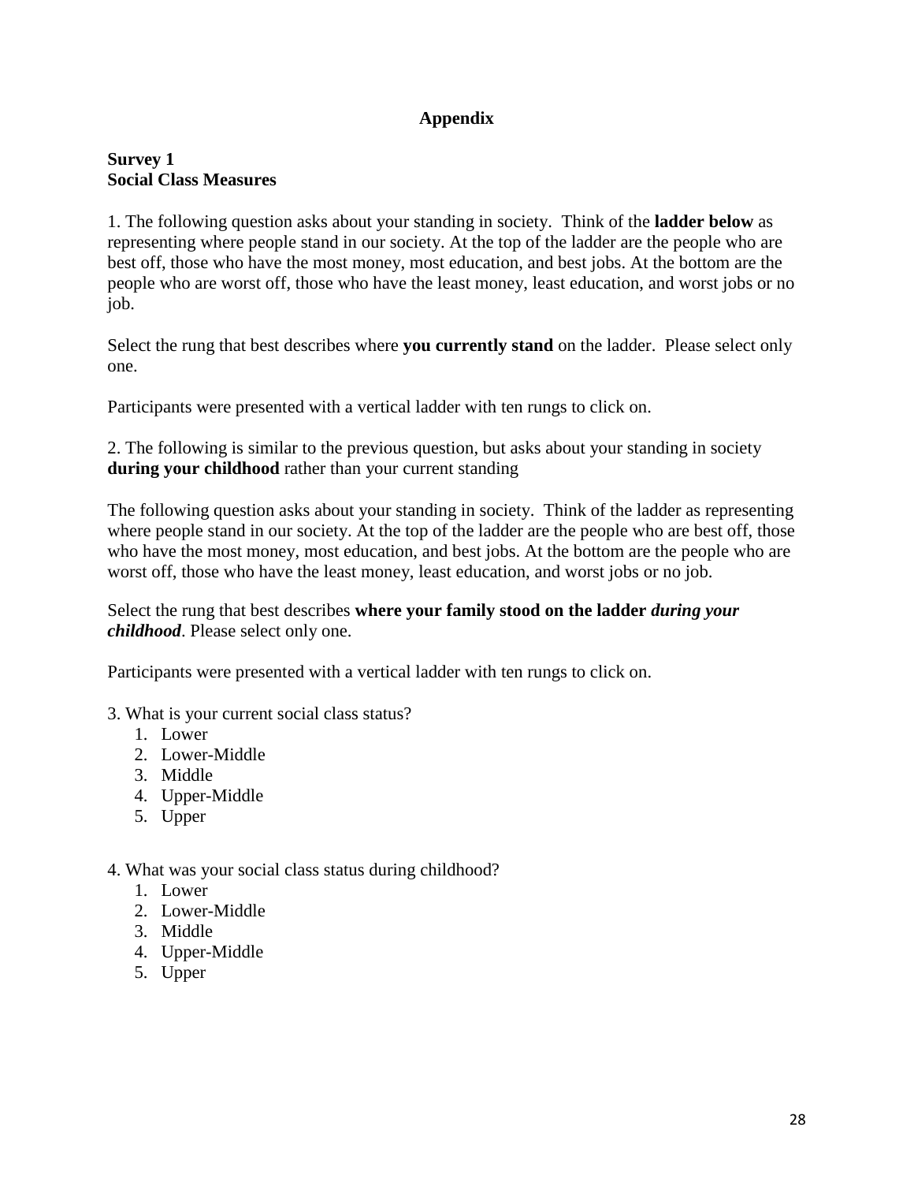# Appendix

## Survey 1
## Social Class Measures

1. The following question asks about your standing in society. Think of the **ladder below** as representing where people stand in our society. At the top of the ladder are the people who are best off, those who have the most money, most education, and best jobs. At the bottom are the people who are worst off, those who have the least money, least education, and worst jobs or no job.

Select the rung that best describes where **you currently stand** on the ladder. Please select only one.

Participants were presented with a vertical ladder with ten rungs to click on.

2. The following is similar to the previous question, but asks about your standing in society **during your childhood** rather than your current standing

The following question asks about your standing in society. Think of the ladder as representing where people stand in our society. At the top of the ladder are the people who are best off, those who have the most money, most education, and best jobs. At the bottom are the people who are worst off, those who have the least money, least education, and worst jobs or no job.

Select the rung that best describes **where your family stood on the ladder *during your childhood***. Please select only one.

Participants were presented with a vertical ladder with ten rungs to click on.

3. What is your current social class status?

1. Lower
2. Lower-Middle
3. Middle
4. Upper-Middle
5. Upper

4. What was your social class status during childhood?

1. Lower
2. Lower-Middle
3. Middle
4. Upper-Middle
5. Upper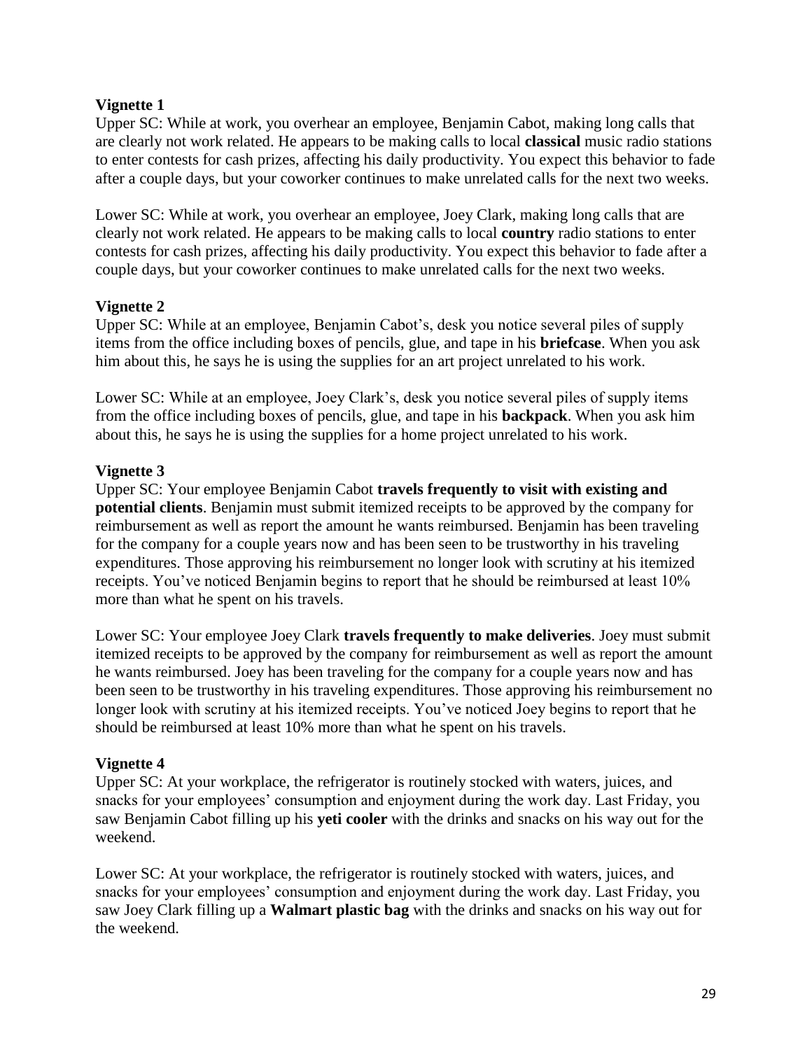**Vignette 1**

Upper SC: While at work, you overhear an employee, Benjamin Cabot, making long calls that are clearly not work related. He appears to be making calls to local **classical** music radio stations to enter contests for cash prizes, affecting his daily productivity. You expect this behavior to fade after a couple days, but your coworker continues to make unrelated calls for the next two weeks.

Lower SC: While at work, you overhear an employee, Joey Clark, making long calls that are clearly not work related. He appears to be making calls to local **country** radio stations to enter contests for cash prizes, affecting his daily productivity. You expect this behavior to fade after a couple days, but your coworker continues to make unrelated calls for the next two weeks.

**Vignette 2**

Upper SC: While at an employee, Benjamin Cabot's, desk you notice several piles of supply items from the office including boxes of pencils, glue, and tape in his **briefcase**. When you ask him about this, he says he is using the supplies for an art project unrelated to his work.

Lower SC: While at an employee, Joey Clark's, desk you notice several piles of supply items from the office including boxes of pencils, glue, and tape in his **backpack**. When you ask him about this, he says he is using the supplies for a home project unrelated to his work.

**Vignette 3**

Upper SC: Your employee Benjamin Cabot **travels frequently to visit with existing and potential clients**. Benjamin must submit itemized receipts to be approved by the company for reimbursement as well as report the amount he wants reimbursed. Benjamin has been traveling for the company for a couple years now and has been seen to be trustworthy in his traveling expenditures. Those approving his reimbursement no longer look with scrutiny at his itemized receipts. You've noticed Benjamin begins to report that he should be reimbursed at least 10% more than what he spent on his travels.

Lower SC: Your employee Joey Clark **travels frequently to make deliveries**. Joey must submit itemized receipts to be approved by the company for reimbursement as well as report the amount he wants reimbursed. Joey has been traveling for the company for a couple years now and has been seen to be trustworthy in his traveling expenditures. Those approving his reimbursement no longer look with scrutiny at his itemized receipts. You've noticed Joey begins to report that he should be reimbursed at least 10% more than what he spent on his travels.

**Vignette 4**

Upper SC: At your workplace, the refrigerator is routinely stocked with waters, juices, and snacks for your employees' consumption and enjoyment during the work day. Last Friday, you saw Benjamin Cabot filling up his **yeti cooler** with the drinks and snacks on his way out for the weekend.

Lower SC: At your workplace, the refrigerator is routinely stocked with waters, juices, and snacks for your employees' consumption and enjoyment during the work day. Last Friday, you saw Joey Clark filling up a **Walmart plastic bag** with the drinks and snacks on his way out for the weekend.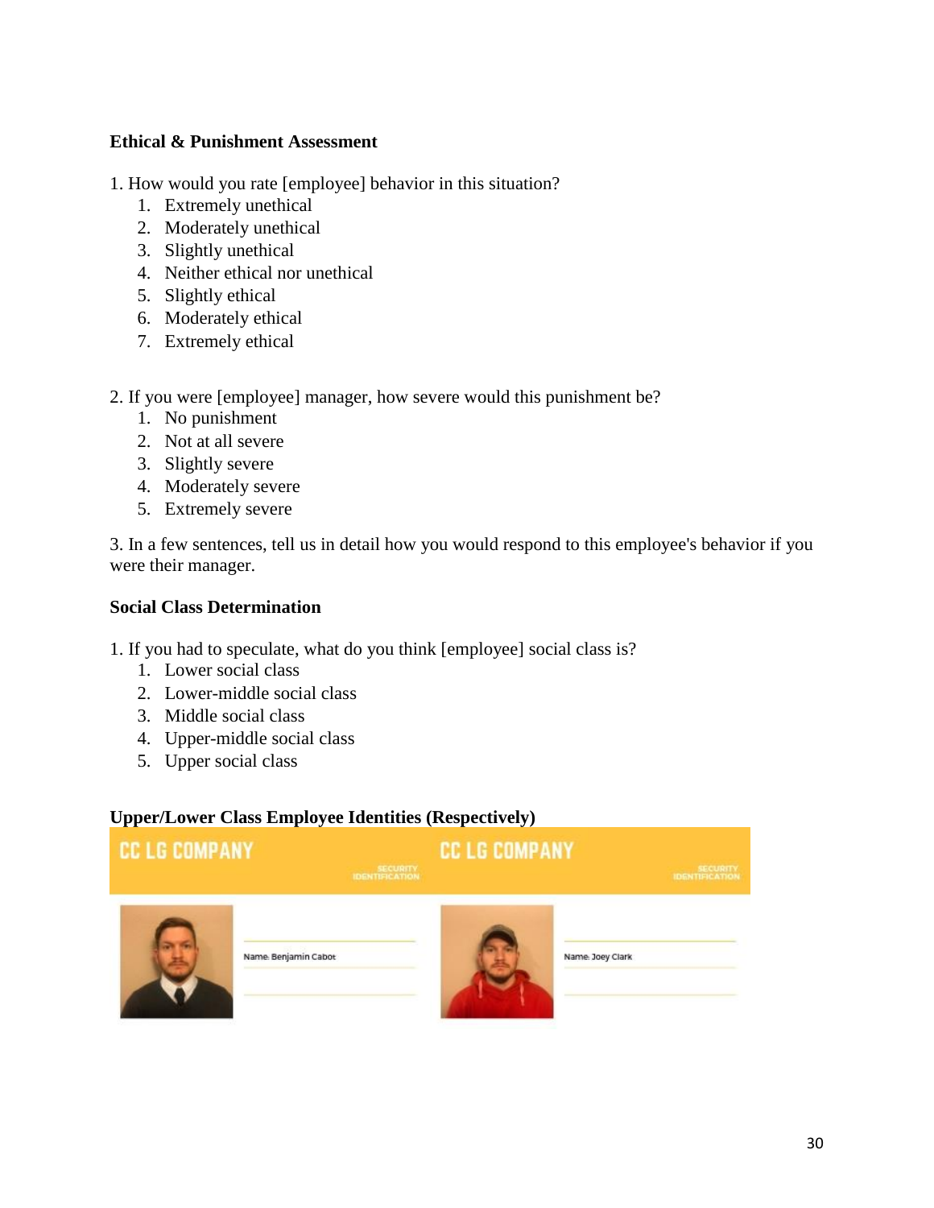**Ethical & Punishment Assessment**

1. How would you rate [employee] behavior in this situation?
   1. Extremely unethical
   2. Moderately unethical
   3. Slightly unethical
   4. Neither ethical nor unethical
   5. Slightly ethical
   6. Moderately ethical
   7. Extremely ethical

2. If you were [employee] manager, how severe would this punishment be?
   1. No punishment
   2. Not at all severe
   3. Slightly severe
   4. Moderately severe
   5. Extremely severe

3. In a few sentences, tell us in detail how you would respond to this employee's behavior if you were their manager.

**Social Class Determination**

1. If you had to speculate, what do you think [employee] social class is?
   1. Lower social class
   2. Lower-middle social class
   3. Middle social class
   4. Upper-middle social class
   5. Upper social class

**Upper/Lower Class Employee Identities (Respectively)**

CC LG COMPANY SECURITY IDENTIFICATION

Name: Benjamin Cabot

CC LG COMPANY SECURITY IDENTIFICATION

Name: Joey Clark